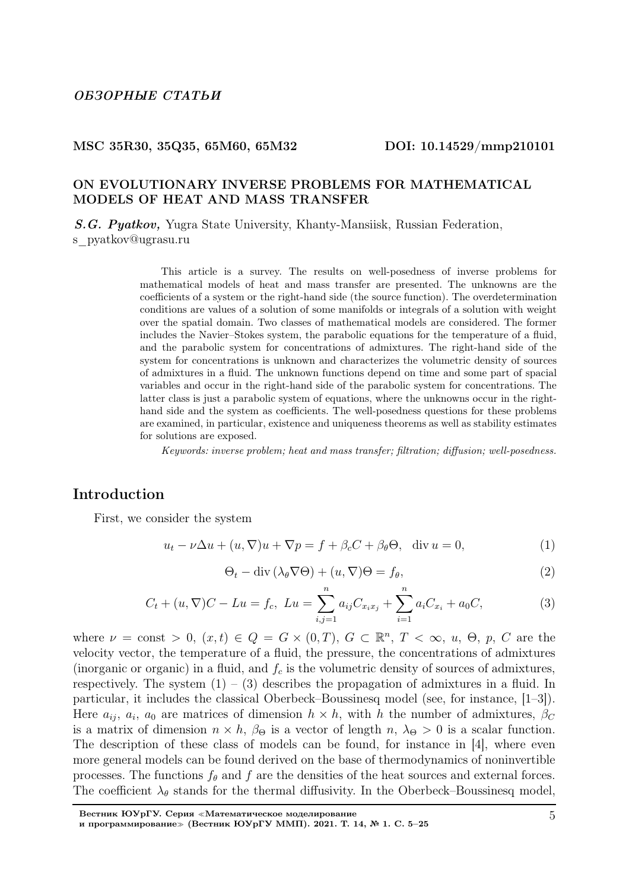*ОБЗОРНЫЕ СТАТЬИ*

**MSC 35R30, 35Q35, 65M60, 65M32** **DOI: 10.14529/mmp210101**

## ON EVOLUTIONARY INVERSE PROBLEMS FOR MATHEMATICAL MODELS OF HEAT AND MASS TRANSFER

***S.G. Pyatkov,*** Yugra State University, Khanty-Mansiisk, Russian Federation, s_pyatkov@ugrasu.ru

This article is a survey. The results on well-posedness of inverse problems for mathematical models of heat and mass transfer are presented. The unknowns are the coefficients of a system or the right-hand side (the source function). The overdetermination conditions are values of a solution of some manifolds or integrals of a solution with weight over the spatial domain. Two classes of mathematical models are considered. The former includes the Navier–Stokes system, the parabolic equations for the temperature of a fluid, and the parabolic system for concentrations of admixtures. The right-hand side of the system for concentrations is unknown and characterizes the volumetric density of sources of admixtures in a fluid. The unknown functions depend on time and some part of spacial variables and occur in the right-hand side of the parabolic system for concentrations. The latter class is just a parabolic system of equations, where the unknowns occur in the right-hand side and the system as coefficients. The well-posedness questions for these problems are examined, in particular, existence and uniqueness theorems as well as stability estimates for solutions are exposed.

*Keywords: inverse problem; heat and mass transfer; filtration; diffusion; well-posedness.*

## Introduction

First, we consider the system

$$u_t - \nu\Delta u + (u,\nabla)u + \nabla p = f + \beta_c C + \beta_\theta \Theta, \quad \operatorname{div} u = 0, \tag{1}$$

$$\Theta_t - \operatorname{div}(\lambda_\theta \nabla \Theta) + (u,\nabla)\Theta = f_\theta, \tag{2}$$

$$C_t + (u,\nabla)C - Lu = f_c, \; Lu = \sum_{i,j=1}^{n} a_{ij} C_{x_i x_j} + \sum_{i=1}^{n} a_i C_{x_i} + a_0 C, \tag{3}$$

where $\nu = \text{const} > 0$, $(x,t) \in Q = G \times (0,T)$, $G \subset \mathbb{R}^n$, $T < \infty$, $u$, $\Theta$, $p$, $C$ are the velocity vector, the temperature of a fluid, the pressure, the concentrations of admixtures (inorganic or organic) in a fluid, and $f_c$ is the volumetric density of sources of admixtures, respectively. The system (1) – (3) describes the propagation of admixtures in a fluid. In particular, it includes the classical Oberbeck–Boussinesq model (see, for instance, [1–3]). Here $a_{ij}$, $a_i$, $a_0$ are matrices of dimension $h \times h$, with $h$ the number of admixtures, $\beta_C$ is a matrix of dimension $n \times h$, $\beta_\Theta$ is a vector of length $n$, $\lambda_\Theta > 0$ is a scalar function. The description of these class of models can be found, for instance in [4], where even more general models can be found derived on the base of thermodynamics of noninvertible processes. The functions $f_\theta$ and $f$ are the densities of the heat sources and external forces. The coefficient $\lambda_\theta$ stands for the thermal diffusivity. In the Oberbeck–Boussinesq model,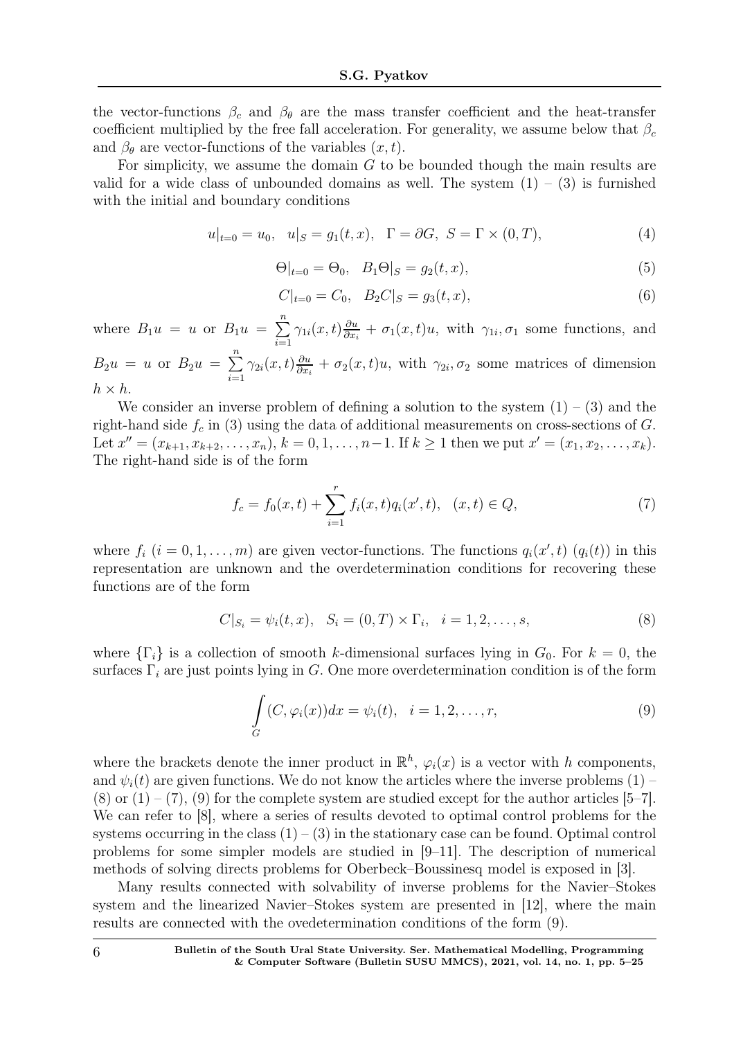the vector-functions $\beta_c$ and $\beta_\theta$ are the mass transfer coefficient and the heat-transfer coefficient multiplied by the free fall acceleration. For generality, we assume below that $\beta_c$ and $\beta_\theta$ are vector-functions of the variables $(x, t)$.

For simplicity, we assume the domain $G$ to be bounded though the main results are valid for a wide class of unbounded domains as well. The system (1) – (3) is furnished with the initial and boundary conditions

$$u|_{t=0} = u_0, \quad u|_S = g_1(t, x), \quad \Gamma = \partial G, \ S = \Gamma \times (0, T), \tag{4}$$

$$\Theta|_{t=0} = \Theta_0, \quad B_1\Theta|_S = g_2(t, x), \tag{5}$$

$$C|_{t=0} = C_0, \quad B_2 C|_S = g_3(t, x), \tag{6}$$

where $B_1 u = u$ or $B_1 u = \sum\limits_{i=1}^{n} \gamma_{1i}(x, t)\frac{\partial u}{\partial x_i} + \sigma_1(x, t)u$, with $\gamma_{1i}, \sigma_1$ some functions, and $B_2 u = u$ or $B_2 u = \sum\limits_{i=1}^{n} \gamma_{2i}(x, t)\frac{\partial u}{\partial x_i} + \sigma_2(x, t)u$, with $\gamma_{2i}, \sigma_2$ some matrices of dimension $h \times h$.

We consider an inverse problem of defining a solution to the system (1) – (3) and the right-hand side $f_c$ in (3) using the data of additional measurements on cross-sections of $G$. Let $x'' = (x_{k+1}, x_{k+2}, \ldots, x_n)$, $k = 0, 1, \ldots, n-1$. If $k \geq 1$ then we put $x' = (x_1, x_2, \ldots, x_k)$. The right-hand side is of the form

$$f_c = f_0(x, t) + \sum_{i=1}^{r} f_i(x, t) q_i(x', t), \quad (x, t) \in Q, \tag{7}$$

where $f_i$ $(i = 0, 1, \ldots, m)$ are given vector-functions. The functions $q_i(x', t)$ $(q_i(t))$ in this representation are unknown and the overdetermination conditions for recovering these functions are of the form

$$C|_{S_i} = \psi_i(t, x), \quad S_i = (0, T) \times \Gamma_i, \quad i = 1, 2, \ldots, s, \tag{8}$$

where $\{\Gamma_i\}$ is a collection of smooth $k$-dimensional surfaces lying in $G_0$. For $k = 0$, the surfaces $\Gamma_i$ are just points lying in $G$. One more overdetermination condition is of the form

$$\int\limits_G (C, \varphi_i(x))dx = \psi_i(t), \quad i = 1, 2, \ldots, r, \tag{9}$$

where the brackets denote the inner product in $\mathbb{R}^h$, $\varphi_i(x)$ is a vector with $h$ components, and $\psi_i(t)$ are given functions. We do not know the articles where the inverse problems (1) – (8) or (1) – (7), (9) for the complete system are studied except for the author articles [5–7]. We can refer to [8], where a series of results devoted to optimal control problems for the systems occurring in the class (1) – (3) in the stationary case can be found. Optimal control problems for some simpler models are studied in [9–11]. The description of numerical methods of solving directs problems for Oberbeck–Boussinesq model is exposed in [3].

Many results connected with solvability of inverse problems for the Navier–Stokes system and the linearized Navier–Stokes system are presented in [12], where the main results are connected with the ovedetermination conditions of the form (9).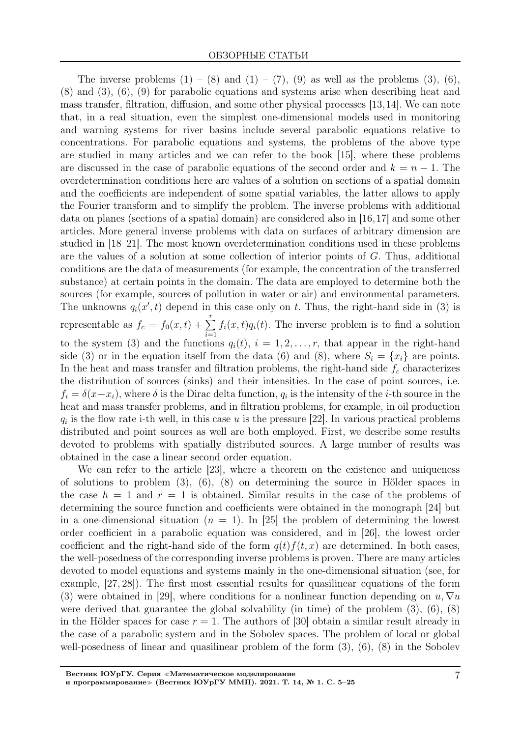The inverse problems (1) – (8) and (1) – (7), (9) as well as the problems (3), (6), (8) and (3), (6), (9) for parabolic equations and systems arise when describing heat and mass transfer, filtration, diffusion, and some other physical processes [13,14]. We can note that, in a real situation, even the simplest one-dimensional models used in monitoring and warning systems for river basins include several parabolic equations relative to concentrations. For parabolic equations and systems, the problems of the above type are studied in many articles and we can refer to the book [15], where these problems are discussed in the case of parabolic equations of the second order and $k = n - 1$. The overdetermination conditions here are values of a solution on sections of a spatial domain and the coefficients are independent of some spatial variables, the latter allows to apply the Fourier transform and to simplify the problem. The inverse problems with additional data on planes (sections of a spatial domain) are considered also in [16,17] and some other articles. More general inverse problems with data on surfaces of arbitrary dimension are studied in [18–21]. The most known overdetermination conditions used in these problems are the values of a solution at some collection of interior points of $G$. Thus, additional conditions are the data of measurements (for example, the concentration of the transferred substance) at certain points in the domain. The data are employed to determine both the sources (for example, sources of pollution in water or air) and environmental parameters. The unknowns $q_i(x', t)$ depend in this case only on $t$. Thus, the right-hand side in (3) is representable as $f_c = f_0(x,t) + \sum_{i=1}^{r} f_i(x,t)q_i(t)$. The inverse problem is to find a solution to the system (3) and the functions $q_i(t)$, $i = 1, 2, \ldots, r$, that appear in the right-hand side (3) or in the equation itself from the data (6) and (8), where $S_i = \{x_i\}$ are points. In the heat and mass transfer and filtration problems, the right-hand side $f_c$ characterizes the distribution of sources (sinks) and their intensities. In the case of point sources, i.e. $f_i = \delta(x - x_i)$, where $\delta$ is the Dirac delta function, $q_i$ is the intensity of the $i$-th source in the heat and mass transfer problems, and in filtration problems, for example, in oil production $q_i$ is the flow rate i-th well, in this case $u$ is the pressure [22]. In various practical problems distributed and point sources as well are both employed. First, we describe some results devoted to problems with spatially distributed sources. A large number of results was obtained in the case a linear second order equation.

We can refer to the article [23], where a theorem on the existence and uniqueness of solutions to problem (3), (6), (8) on determining the source in Hölder spaces in the case $h = 1$ and $r = 1$ is obtained. Similar results in the case of the problems of determining the source function and coefficients were obtained in the monograph [24] but in a one-dimensional situation ($n = 1$). In [25] the problem of determining the lowest order coefficient in a parabolic equation was considered, and in [26], the lowest order coefficient and the right-hand side of the form $q(t)f(t,x)$ are determined. In both cases, the well-posedness of the corresponding inverse problems is proven. There are many articles devoted to model equations and systems mainly in the one-dimensional situation (see, for example, [27, 28]). The first most essential results for quasilinear equations of the form (3) were obtained in [29], where conditions for a nonlinear function depending on $u, \nabla u$ were derived that guarantee the global solvability (in time) of the problem (3), (6), (8) in the Hölder spaces for case $r = 1$. The authors of [30] obtain a similar result already in the case of a parabolic system and in the Sobolev spaces. The problem of local or global well-posedness of linear and quasilinear problem of the form (3), (6), (8) in the Sobolev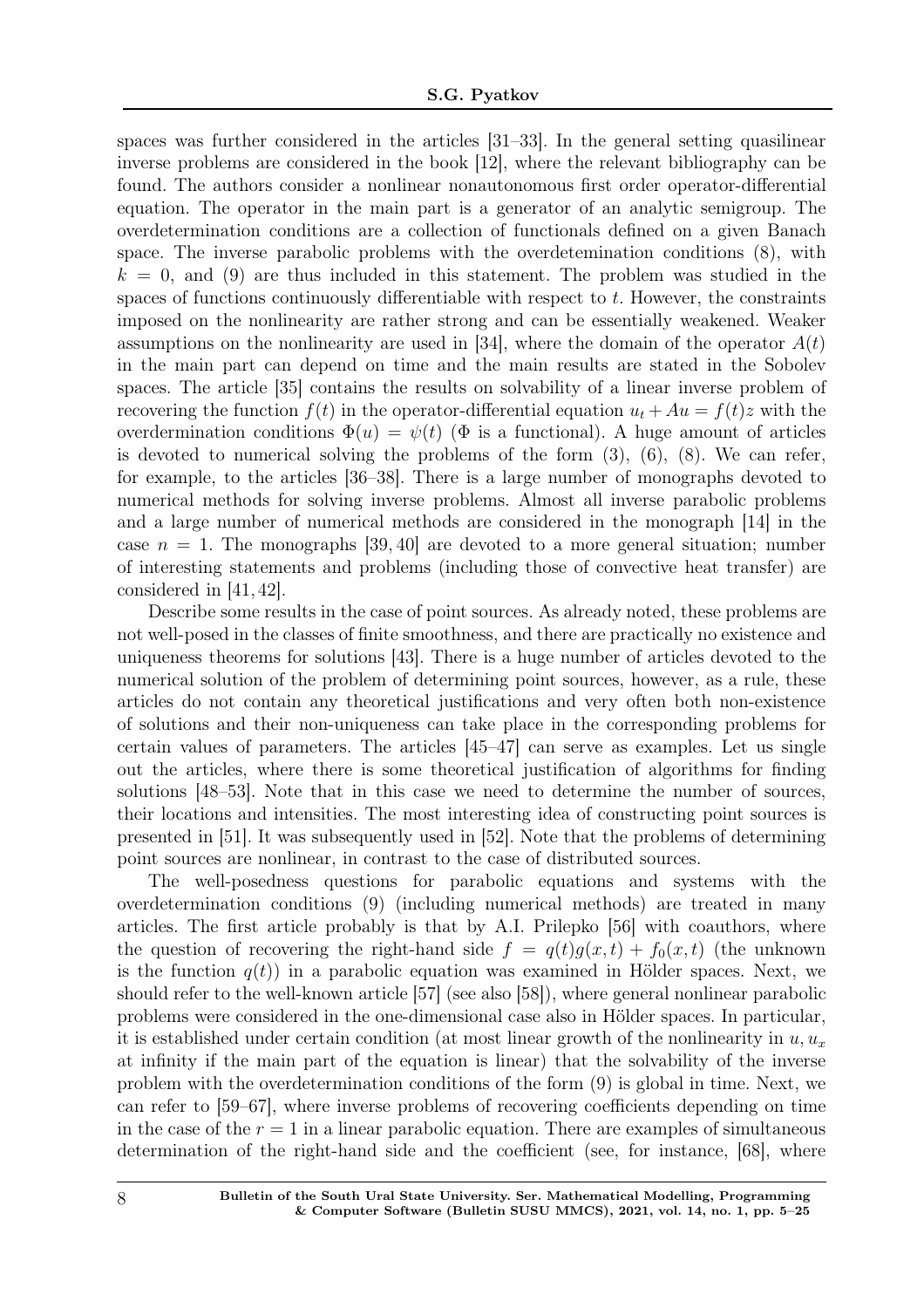spaces was further considered in the articles [31–33]. In the general setting quasilinear inverse problems are considered in the book [12], where the relevant bibliography can be found. The authors consider a nonlinear nonautonomous first order operator-differential equation. The operator in the main part is a generator of an analytic semigroup. The overdetermination conditions are a collection of functionals defined on a given Banach space. The inverse parabolic problems with the overdetemination conditions (8), with $k = 0$, and (9) are thus included in this statement. The problem was studied in the spaces of functions continuously differentiable with respect to $t$. However, the constraints imposed on the nonlinearity are rather strong and can be essentially weakened. Weaker assumptions on the nonlinearity are used in [34], where the domain of the operator $A(t)$ in the main part can depend on time and the main results are stated in the Sobolev spaces. The article [35] contains the results on solvability of a linear inverse problem of recovering the function $f(t)$ in the operator-differential equation $u_t + Au = f(t)z$ with the overdermination conditions $\Phi(u) = \psi(t)$ ($\Phi$ is a functional). A huge amount of articles is devoted to numerical solving the problems of the form (3), (6), (8). We can refer, for example, to the articles [36–38]. There is a large number of monographs devoted to numerical methods for solving inverse problems. Almost all inverse parabolic problems and a large number of numerical methods are considered in the monograph [14] in the case $n = 1$. The monographs [39, 40] are devoted to a more general situation; number of interesting statements and problems (including those of convective heat transfer) are considered in [41, 42].

Describe some results in the case of point sources. As already noted, these problems are not well-posed in the classes of finite smoothness, and there are practically no existence and uniqueness theorems for solutions [43]. There is a huge number of articles devoted to the numerical solution of the problem of determining point sources, however, as a rule, these articles do not contain any theoretical justifications and very often both non-existence of solutions and their non-uniqueness can take place in the corresponding problems for certain values of parameters. The articles [45–47] can serve as examples. Let us single out the articles, where there is some theoretical justification of algorithms for finding solutions [48–53]. Note that in this case we need to determine the number of sources, their locations and intensities. The most interesting idea of constructing point sources is presented in [51]. It was subsequently used in [52]. Note that the problems of determining point sources are nonlinear, in contrast to the case of distributed sources.

The well-posedness questions for parabolic equations and systems with the overdetermination conditions (9) (including numerical methods) are treated in many articles. The first article probably is that by A.I. Prilepko [56] with coauthors, where the question of recovering the right-hand side $f = q(t)g(x, t) + f_0(x, t)$ (the unknown is the function $q(t)$) in a parabolic equation was examined in Hölder spaces. Next, we should refer to the well-known article [57] (see also [58]), where general nonlinear parabolic problems were considered in the one-dimensional case also in Hölder spaces. In particular, it is established under certain condition (at most linear growth of the nonlinearity in $u, u_x$ at infinity if the main part of the equation is linear) that the solvability of the inverse problem with the overdetermination conditions of the form (9) is global in time. Next, we can refer to [59–67], where inverse problems of recovering coefficients depending on time in the case of the $r = 1$ in a linear parabolic equation. There are examples of simultaneous determination of the right-hand side and the coefficient (see, for instance, [68], where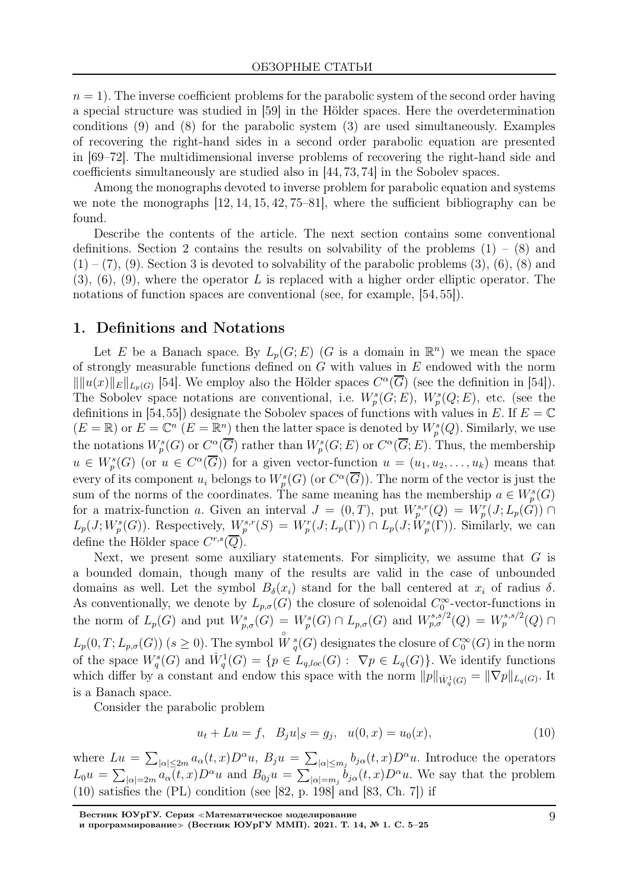$n = 1$). The inverse coefficient problems for the parabolic system of the second order having a special structure was studied in [59] in the Hölder spaces. Here the overdetermination conditions (9) and (8) for the parabolic system (3) are used simultaneously. Examples of recovering the right-hand sides in a second order parabolic equation are presented in [69–72]. The multidimensional inverse problems of recovering the right-hand side and coefficients simultaneously are studied also in [44, 73, 74] in the Sobolev spaces.

Among the monographs devoted to inverse problem for parabolic equation and systems we note the monographs [12, 14, 15, 42, 75–81], where the sufficient bibliography can be found.

Describe the contents of the article. The next section contains some conventional definitions. Section 2 contains the results on solvability of the problems (1) – (8) and (1) – (7), (9). Section 3 is devoted to solvability of the parabolic problems (3), (6), (8) and (3), (6), (9), where the operator $L$ is replaced with a higher order elliptic operator. The notations of function spaces are conventional (see, for example, [54, 55]).

## 1. Definitions and Notations

Let $E$ be a Banach space. By $L_p(G; E)$ ($G$ is a domain in $\mathbb{R}^n$) we mean the space of strongly measurable functions defined on $G$ with values in $E$ endowed with the norm $\|\|u(x)\|_E\|_{L_p(G)}$ [54]. We employ also the Hölder spaces $C^{\alpha}(\overline{G})$ (see the definition in [54]). The Sobolev space notations are conventional, i.e. $W_p^s(G; E)$, $W_p^s(Q; E)$, etc. (see the definitions in [54,55]) designate the Sobolev spaces of functions with values in $E$. If $E = \mathbb{C}$ ($E = \mathbb{R}$) or $E = \mathbb{C}^n$ ($E = \mathbb{R}^n$) then the latter space is denoted by $W_p^s(Q)$. Similarly, we use the notations $W_p^s(G)$ or $C^{\alpha}(\overline{G})$ rather than $W_p^s(G; E)$ or $C^{\alpha}(\overline{G}; E)$. Thus, the membership $u \in W_p^s(G)$ (or $u \in C^{\alpha}(\overline{G})$) for a given vector-function $u = (u_1, u_2, \ldots, u_k)$ means that every of its component $u_i$ belongs to $W_p^s(G)$ (or $C^{\alpha}(\overline{G})$). The norm of the vector is just the sum of the norms of the coordinates. The same meaning has the membership $a \in W_p^s(G)$ for a matrix-function $a$. Given an interval $J = (0, T)$, put $W_p^{s,r}(Q) = W_p^r(J; L_p(G)) \cap L_p(J; W_p^s(G))$. Respectively, $W_p^{s,r}(S) = W_p^r(J; L_p(\Gamma)) \cap L_p(J; W_p^s(\Gamma))$. Similarly, we can define the Hölder space $C^{r,s}(\overline{Q})$.

Next, we present some auxiliary statements. For simplicity, we assume that $G$ is a bounded domain, though many of the results are valid in the case of unbounded domains as well. Let the symbol $B_{\delta}(x_i)$ stand for the ball centered at $x_i$ of radius $\delta$. As conventionally, we denote by $L_{p,\sigma}(G)$ the closure of solenoidal $C_0^{\infty}$-vector-functions in the norm of $L_p(G)$ and put $W_{p,\sigma}^s(G) = W_p^s(G) \cap L_{p,\sigma}(G)$ and $W_{p,\sigma}^{s,s/2}(Q) = W_p^{s,s/2}(Q) \cap L_p(0, T; L_{p,\sigma}(G))$ ($s \geq 0$). The symbol $\overset{\circ}{W}{}_q^s(G)$ designates the closure of $C_0^{\infty}(G)$ in the norm of the space $W_q^s(G)$ and $\dot{W}_q^1(G) = \{p \in L_{q,loc}(G) : \ \nabla p \in L_q(G)\}$. We identify functions which differ by a constant and endow this space with the norm $\|p\|_{\dot{W}_q^1(G)} = \|\nabla p\|_{L_q(G)}$. It is a Banach space.

Consider the parabolic problem

$$u_t + Lu = f, \quad B_j u|_S = g_j, \quad u(0, x) = u_0(x), \tag{10}$$

where $Lu = \sum_{|\alpha| \leq 2m} a_{\alpha}(t, x) D^{\alpha} u$, $B_j u = \sum_{|\alpha| \leq m_j} b_{j\alpha}(t, x) D^{\alpha} u$. Introduce the operators $L_0 u = \sum_{|\alpha| = 2m} a_{\alpha}(t, x) D^{\alpha} u$ and $B_{0j} u = \sum_{|\alpha| = m_j} b_{j\alpha}(t, x) D^{\alpha} u$. We say that the problem (10) satisfies the (PL) condition (see [82, p. 198] and [83, Ch. 7]) if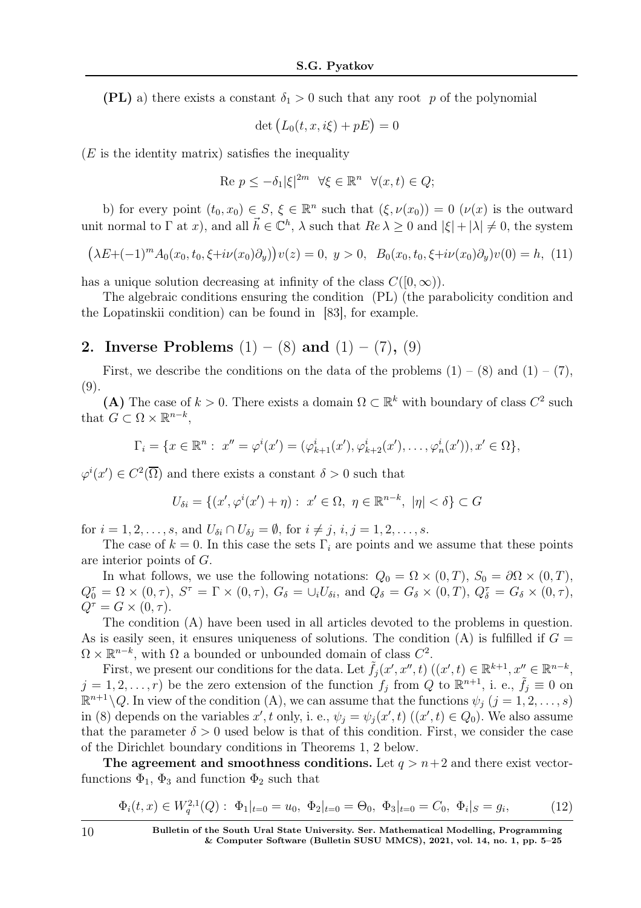**(PL)** a) there exists a constant $\delta_1 > 0$ such that any root $p$ of the polynomial

$$\det\big(L_0(t,x,i\xi) + pE\big) = 0$$

($E$ is the identity matrix) satisfies the inequality

$$\text{Re } p \leq -\delta_1|\xi|^{2m} \ \ \forall \xi \in \mathbb{R}^n \ \ \forall (x,t) \in Q;$$

b) for every point $(t_0, x_0) \in S$, $\xi \in \mathbb{R}^n$ such that $(\xi, \nu(x_0)) = 0$ ($\nu(x)$ is the outward unit normal to $\Gamma$ at $x$), and all $\vec{h} \in \mathbb{C}^h$, $\lambda$ such that $Re\,\lambda \geq 0$ and $|\xi| + |\lambda| \neq 0$, the system

$$\big(\lambda E + (-1)^m A_0(x_0, t_0, \xi + i\nu(x_0)\partial_y)\big)v(z) = 0, \ y > 0, \ \ B_0(x_0, t_0, \xi + i\nu(x_0)\partial_y)v(0) = h, \quad (11)$$

has a unique solution decreasing at infinity of the class $C([0,\infty))$.

The algebraic conditions ensuring the condition (PL) (the parabolicity condition and the Lopatinskii condition) can be found in [83], for example.

## 2. Inverse Problems (1) – (8) and (1) – (7), (9)

First, we describe the conditions on the data of the problems (1) – (8) and (1) – (7), (9).

**(A)** The case of $k > 0$. There exists a domain $\Omega \subset \mathbb{R}^k$ with boundary of class $C^2$ such that $G \subset \Omega \times \mathbb{R}^{n-k}$,

$$\Gamma_i = \{x \in \mathbb{R}^n : \ x'' = \varphi^i(x') = (\varphi^i_{k+1}(x'), \varphi^i_{k+2}(x'), \ldots, \varphi^i_n(x')), x' \in \Omega\},$$

$\varphi^i(x') \in C^2(\overline{\Omega})$ and there exists a constant $\delta > 0$ such that

$$U_{\delta i} = \{(x', \varphi^i(x') + \eta) : \ x' \in \Omega, \ \eta \in \mathbb{R}^{n-k}, \ |\eta| < \delta\} \subset G$$

for $i = 1, 2, \ldots, s$, and $U_{\delta i} \cap U_{\delta j} = \emptyset$, for $i \neq j$, $i, j = 1, 2, \ldots, s$.

The case of $k = 0$. In this case the sets $\Gamma_i$ are points and we assume that these points are interior points of $G$.

In what follows, we use the following notations: $Q_0 = \Omega \times (0,T)$, $S_0 = \partial\Omega \times (0,T)$, $Q_0^\tau = \Omega \times (0,\tau)$, $S^\tau = \Gamma \times (0,\tau)$, $G_\delta = \cup_i U_{\delta i}$, and $Q_\delta = G_\delta \times (0,T)$, $Q_\delta^\tau = G_\delta \times (0,\tau)$, $Q^\tau = G \times (0,\tau)$.

The condition (A) have been used in all articles devoted to the problems in question. As is easily seen, it ensures uniqueness of solutions. The condition (A) is fulfilled if $G = \Omega \times \mathbb{R}^{n-k}$, with $\Omega$ a bounded or unbounded domain of class $C^2$.

First, we present our conditions for the data. Let $\tilde{f}_j(x', x'', t)$ ($(x', t) \in \mathbb{R}^{k+1}, x'' \in \mathbb{R}^{n-k}$, $j = 1, 2, \ldots, r$) be the zero extension of the function $f_j$ from $Q$ to $\mathbb{R}^{n+1}$, i. e., $\tilde{f}_j \equiv 0$ on $\mathbb{R}^{n+1} \setminus Q$. In view of the condition (A), we can assume that the functions $\psi_j$ ($j = 1, 2, \ldots, s$) in (8) depends on the variables $x', t$ only, i. e., $\psi_j = \psi_j(x', t)$ ($(x', t) \in Q_0$). We also assume that the parameter $\delta > 0$ used below is that of this condition. First, we consider the case of the Dirichlet boundary conditions in Theorems 1, 2 below.

**The agreement and smoothness conditions.** Let $q > n+2$ and there exist vector-functions $\Phi_1$, $\Phi_3$ and function $\Phi_2$ such that

$$\Phi_i(t,x) \in W_q^{2,1}(Q) : \ \Phi_1|_{t=0} = u_0, \ \Phi_2|_{t=0} = \Theta_0, \ \Phi_3|_{t=0} = C_0, \ \Phi_i|_S = g_i, \quad (12)$$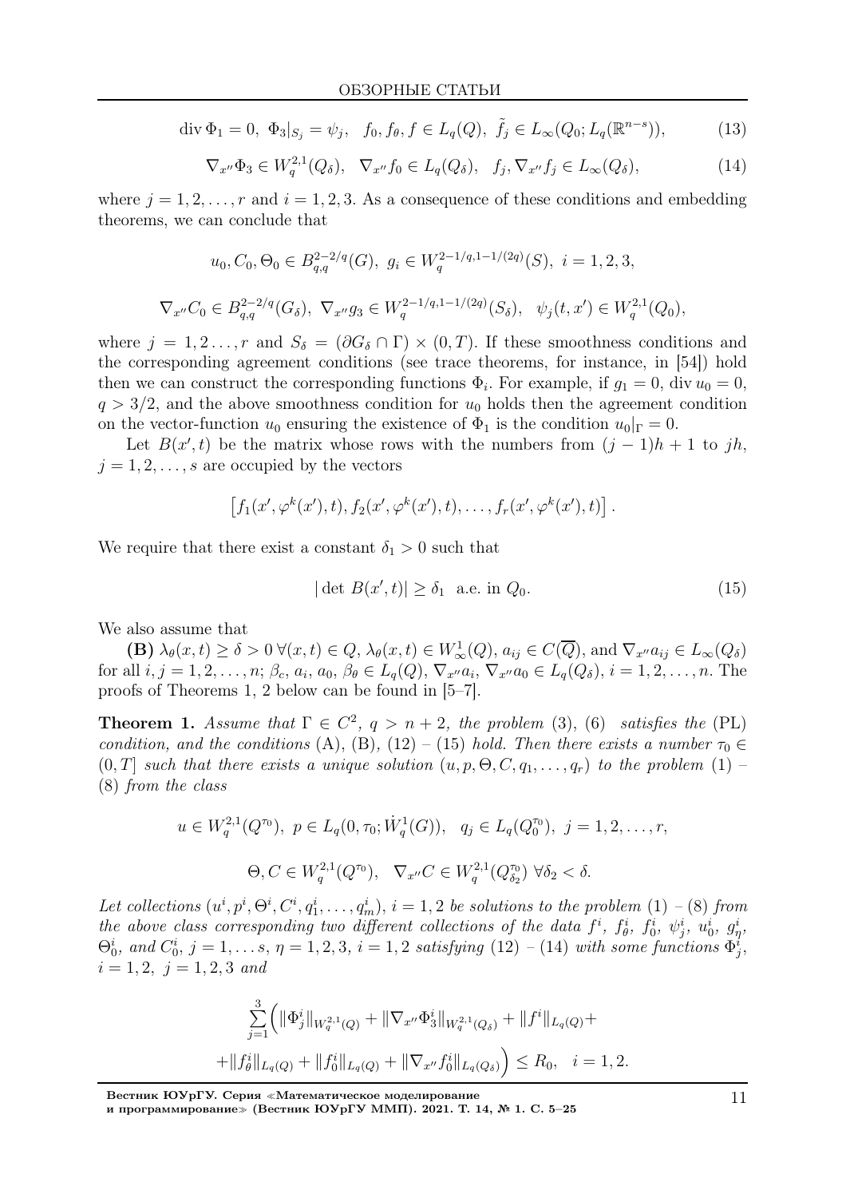$$\operatorname{div}\Phi_1 = 0,\ \Phi_3|_{S_j} = \psi_j,\quad f_0, f_\theta, f \in L_q(Q),\ \ \tilde{f}_j \in L_\infty(Q_0; L_q(\mathbb{R}^{n-s})), \tag{13}$$

$$\nabla_{x''}\Phi_3 \in W_q^{2,1}(Q_\delta),\ \ \nabla_{x''} f_0 \in L_q(Q_\delta),\ \ f_j, \nabla_{x''} f_j \in L_\infty(Q_\delta), \tag{14}$$

where $j = 1, 2, \ldots, r$ and $i = 1, 2, 3$. As a consequence of these conditions and embedding theorems, we can conclude that

$$u_0, C_0, \Theta_0 \in B_{q,q}^{2-2/q}(G),\ g_i \in W_q^{2-1/q, 1-1/(2q)}(S),\ i = 1, 2, 3,$$

$$\nabla_{x''} C_0 \in B_{q,q}^{2-2/q}(G_\delta),\ \nabla_{x''} g_3 \in W_q^{2-1/q,1-1/(2q)}(S_\delta),\ \ \psi_j(t, x') \in W_q^{2,1}(Q_0),$$

where $j = 1, 2\ldots, r$ and $S_\delta = (\partial G_\delta \cap \Gamma) \times (0, T)$. If these smoothness conditions and the corresponding agreement conditions (see trace theorems, for instance, in [54]) hold then we can construct the corresponding functions $\Phi_i$. For example, if $g_1 = 0$, $\operatorname{div} u_0 = 0$, $q > 3/2$, and the above smoothness condition for $u_0$ holds then the agreement condition on the vector-function $u_0$ ensuring the existence of $\Phi_1$ is the condition $u_0|_\Gamma = 0$.

Let $B(x', t)$ be the matrix whose rows with the numbers from $(j-1)h + 1$ to $jh$, $j = 1, 2, \ldots, s$ are occupied by the vectors

$$\left[f_1(x', \varphi^k(x'), t), f_2(x', \varphi^k(x'), t), \ldots, f_r(x', \varphi^k(x'), t)\right].$$

We require that there exist a constant $\delta_1 > 0$ such that

$$|\det B(x', t)| \geq \delta_1 \ \text{ a.e. in } Q_0. \tag{15}$$

We also assume that

**(B)** $\lambda_\theta(x, t) \geq \delta > 0\ \forall (x, t) \in Q$, $\lambda_\theta(x, t) \in W_\infty^1(Q)$, $a_{ij} \in C(\overline{Q})$, and $\nabla_{x''} a_{ij} \in L_\infty(Q_\delta)$ for all $i, j = 1, 2, \ldots, n$; $\beta_c$, $a_i$, $a_0$, $\beta_\theta \in L_q(Q)$, $\nabla_{x''} a_i, \nabla_{x''} a_0 \in L_q(Q_\delta)$, $i = 1, 2, \ldots, n$. The proofs of Theorems 1, 2 below can be found in [5–7].

**Theorem 1.** *Assume that $\Gamma \in C^2$, $q > n + 2$, the problem* (3), (6) *satisfies the* (PL) *condition, and the conditions* (A), (B), (12) – (15) *hold. Then there exists a number $\tau_0 \in (0, T]$ such that there exists a unique solution $(u, p, \Theta, C, q_1, \ldots, q_r)$ to the problem* (1) – (8) *from the class*

$$u \in W_q^{2,1}(Q^{\tau_0}),\ p \in L_q(0, \tau_0; \dot{W}_q^1(G)),\ \ q_j \in L_q(Q_0^{\tau_0}),\ j = 1, 2, \ldots, r,$$

$$\Theta, C \in W_q^{2,1}(Q^{\tau_0}),\ \ \nabla_{x''} C \in W_q^{2,1}(Q_{\delta_2}^{\tau_0})\ \forall \delta_2 < \delta.$$

*Let collections $(u^i, p^i, \Theta^i, C^i, q_1^i, \ldots, q_m^i)$, $i = 1, 2$ be solutions to the problem* (1) – (8) *from the above class corresponding two different collections of the data $f^i$, $f_\theta^i$, $f_0^i$, $\psi_j^i$, $u_0^i$, $g_\eta^i$, $\Theta_0^i$, and $C_0^i$, $j = 1, \ldots s$, $\eta = 1, 2, 3$, $i = 1, 2$ satisfying* (12) – (14) *with some functions $\Phi_j^i$, $i = 1, 2$, $j = 1, 2, 3$ and*

$$\sum_{j=1}^{3}\Big(\|\Phi_j^i\|_{W_q^{2,1}(Q)} + \|\nabla_{x''}\Phi_3^i\|_{W_q^{2,1}(Q_\delta)} + \|f^i\|_{L_q(Q)} +$$
$$+ \|f_\theta^i\|_{L_q(Q)} + \|f_0^i\|_{L_q(Q)} + \|\nabla_{x''} f_0^i\|_{L_q(Q_\delta)}\Big) \leq R_0,\quad i = 1, 2.$$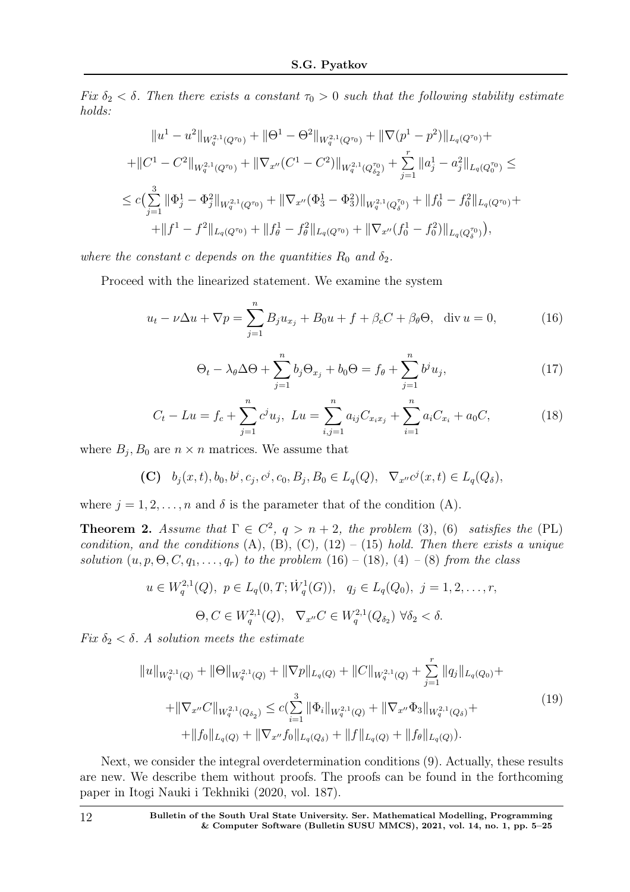*Fix $\delta_2 < \delta$. Then there exists a constant $\tau_0 > 0$ such that the following stability estimate holds:*

$$
\begin{gathered}
\|u^1 - u^2\|_{W_q^{2,1}(Q^{\tau_0})} + \|\Theta^1 - \Theta^2\|_{W_q^{2,1}(Q^{\tau_0})} + \|\nabla(p^1 - p^2)\|_{L_q(Q^{\tau_0})} + \\
+ \|C^1 - C^2\|_{W_q^{2,1}(Q^{\tau_0})} + \|\nabla_{x''}(C^1 - C^2)\|_{W_q^{2,1}(Q^{\tau_0}_{\delta_2})} + \sum_{j=1}^{r} \|a_j^1 - a_j^2\|_{L_q(Q_0^{\tau_0})} \leq \\
\leq c\big(\sum_{j=1}^{3} \|\Phi_j^1 - \Phi_j^2\|_{W_q^{2,1}(Q^{\tau_0})} + \|\nabla_{x''}(\Phi_3^1 - \Phi_3^2)\|_{W_q^{2,1}(Q_\delta^{\tau_0})} + \|f_0^1 - f_0^2\|_{L_q(Q^{\tau_0})} + \\
+ \|f^1 - f^2\|_{L_q(Q^{\tau_0})} + \|f_\theta^1 - f_\theta^2\|_{L_q(Q^{\tau_0})} + \|\nabla_{x''}(f_0^1 - f_0^2)\|_{L_q(Q_\delta^{\tau_0})}\big),
\end{gathered}
$$

*where the constant $c$ depends on the quantities $R_0$ and $\delta_2$.*

Proceed with the linearized statement. We examine the system

$$
u_t - \nu\Delta u + \nabla p = \sum_{j=1}^{n} B_j u_{x_j} + B_0 u + f + \beta_c C + \beta_\theta \Theta, \quad \operatorname{div} u = 0, \tag{16}
$$

$$
\Theta_t - \lambda_\theta \Delta\Theta + \sum_{j=1}^{n} b_j \Theta_{x_j} + b_0\Theta = f_\theta + \sum_{j=1}^{n} b^j u_j, \tag{17}
$$

$$
C_t - Lu = f_c + \sum_{j=1}^{n} c^j u_j, \;\; Lu = \sum_{i,j=1}^{n} a_{ij} C_{x_i x_j} + \sum_{i=1}^{n} a_i C_{x_i} + a_0 C, \tag{18}
$$

where $B_j, B_0$ are $n \times n$ matrices. We assume that

$$
\textbf{(C)} \quad b_j(x,t), b_0, b^j, c_j, c^j, c_0, B_j, B_0 \in L_q(Q), \quad \nabla_{x''} c^j(x,t) \in L_q(Q_\delta),
$$

where $j = 1, 2, \ldots, n$ and $\delta$ is the parameter that of the condition (A).

**Theorem 2.** *Assume that $\Gamma \in C^2$, $q > n+2$, the problem* (3), (6) *satisfies the* (PL) *condition, and the conditions* (A), (B), (C), (12) – (15) *hold. Then there exists a unique solution $(u, p, \Theta, C, q_1, \ldots, q_r)$ to the problem* (16) – (18), (4) – (8) *from the class*

$$
u \in W_q^{2,1}(Q), \;\; p \in L_q(0,T; \dot{W}_q^1(G)), \quad q_j \in L_q(Q_0), \;\; j = 1, 2, \ldots, r,
$$

$$
\Theta, C \in W_q^{2,1}(Q), \quad \nabla_{x''} C \in W_q^{2,1}(Q_{\delta_2}) \;\; \forall \delta_2 < \delta.
$$

*Fix $\delta_2 < \delta$. A solution meets the estimate*

$$
\begin{gathered}
\|u\|_{W_q^{2,1}(Q)} + \|\Theta\|_{W_q^{2,1}(Q)} + \|\nabla p\|_{L_q(Q)} + \|C\|_{W_q^{2,1}(Q)} + \sum_{j=1}^{r} \|q_j\|_{L_q(Q_0)} + \\
+ \|\nabla_{x''} C\|_{W_q^{2,1}(Q_{\delta_2})} \leq c\big(\sum_{i=1}^{3} \|\Phi_i\|_{W_q^{2,1}(Q)} + \|\nabla_{x''}\Phi_3\|_{W_q^{2,1}(Q_\delta)} + \\
+ \|f_0\|_{L_q(Q)} + \|\nabla_{x''} f_0\|_{L_q(Q_\delta)} + \|f\|_{L_q(Q)} + \|f_\theta\|_{L_q(Q)}\big).
\end{gathered} \tag{19}
$$

Next, we consider the integral overdetermination conditions (9). Actually, these results are new. We describe them without proofs. The proofs can be found in the forthcoming paper in Itogi Nauki i Tekhniki (2020, vol. 187).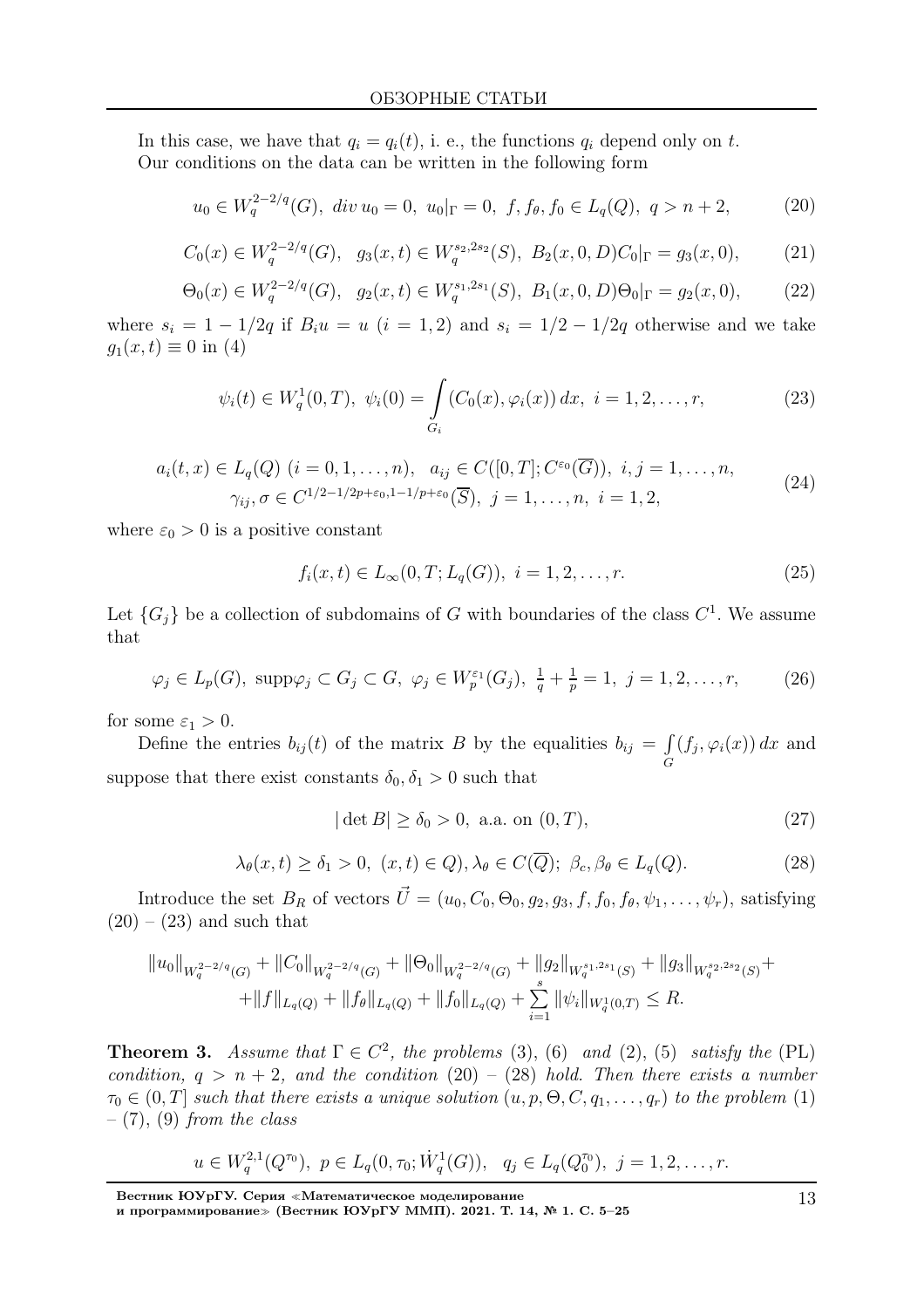In this case, we have that $q_i = q_i(t)$, i. e., the functions $q_i$ depend only on $t$.

Our conditions on the data can be written in the following form

$$u_0 \in W_q^{2-2/q}(G),\ div\, u_0 = 0,\ u_0|_\Gamma = 0,\ f, f_\theta, f_0 \in L_q(Q),\ q > n+2, \tag{20}$$

$$C_0(x) \in W_q^{2-2/q}(G),\quad g_3(x,t) \in W_q^{s_2,2s_2}(S),\ B_2(x,0,D)C_0|_\Gamma = g_3(x,0), \tag{21}$$

$$\Theta_0(x) \in W_q^{2-2/q}(G),\quad g_2(x,t) \in W_q^{s_1,2s_1}(S),\ B_1(x,0,D)\Theta_0|_\Gamma = g_2(x,0), \tag{22}$$

where $s_i = 1 - 1/2q$ if $B_i u = u$ $(i = 1,2)$ and $s_i = 1/2 - 1/2q$ otherwise and we take $g_1(x,t) \equiv 0$ in (4)

$$\psi_i(t) \in W_q^1(0,T),\ \psi_i(0) = \int\limits_{G_i} (C_0(x), \varphi_i(x))\, dx,\ i = 1,2,\ldots,r, \tag{23}$$

$$\begin{gathered} a_i(t,x) \in L_q(Q)\ (i = 0,1,\ldots,n),\quad a_{ij} \in C([0,T]; C^{\varepsilon_0}(\overline{G})),\ i,j = 1,\ldots,n, \\ \gamma_{ij}, \sigma \in C^{1/2-1/2p+\varepsilon_0, 1-1/p+\varepsilon_0}(\overline{S}),\ j = 1,\ldots,n,\ i = 1,2, \end{gathered} \tag{24}$$

where $\varepsilon_0 > 0$ is a positive constant

$$f_i(x,t) \in L_\infty(0,T; L_q(G)),\ i = 1,2,\ldots,r. \tag{25}$$

Let $\{G_j\}$ be a collection of subdomains of $G$ with boundaries of the class $C^1$. We assume that

$$\varphi_j \in L_p(G),\ \mathrm{supp}\varphi_j \subset G_j \subset G,\ \varphi_j \in W_p^{\varepsilon_1}(G_j),\ \tfrac{1}{q} + \tfrac{1}{p} = 1,\ j = 1,2,\ldots,r, \tag{26}$$

for some $\varepsilon_1 > 0$.

Define the entries $b_{ij}(t)$ of the matrix $B$ by the equalities $b_{ij} = \int\limits_G (f_j, \varphi_i(x))\, dx$ and suppose that there exist constants $\delta_0, \delta_1 > 0$ such that

$$|\det B| \geq \delta_0 > 0,\ \text{a.a. on } (0,T), \tag{27}$$

$$\lambda_\theta(x,t) \geq \delta_1 > 0,\ (x,t) \in Q),\lambda_\theta \in C(\overline{Q});\ \beta_c, \beta_\theta \in L_q(Q). \tag{28}$$

Introduce the set $B_R$ of vectors $\vec{U} = (u_0, C_0, \Theta_0, g_2, g_3, f, f_0, f_\theta, \psi_1, \ldots, \psi_r)$, satisfying (20) – (23) and such that

$$\begin{gathered} \|u_0\|_{W_q^{2-2/q}(G)} + \|C_0\|_{W_q^{2-2/q}(G)} + \|\Theta_0\|_{W_q^{2-2/q}(G)} + \|g_2\|_{W_q^{s_1,2s_1}(S)} + \|g_3\|_{W_q^{s_2,2s_2}(S)} + \\ + \|f\|_{L_q(Q)} + \|f_\theta\|_{L_q(Q)} + \|f_0\|_{L_q(Q)} + \sum_{i=1}^{s} \|\psi_i\|_{W_q^1(0,T)} \leq R. \end{gathered}$$

**Theorem 3.** *Assume that $\Gamma \in C^2$, the problems* (3), (6) *and* (2), (5) *satisfy the* (PL) *condition, $q > n+2$, and the condition* (20) – (28) *hold. Then there exists a number $\tau_0 \in (0,T]$ such that there exists a unique solution $(u, p, \Theta, C, q_1, \ldots, q_r)$ to the problem* (1) – (7), (9) *from the class*

$$u \in W_q^{2,1}(Q^{\tau_0}),\ p \in L_q(0,\tau_0; \dot{W}_q^1(G)),\quad q_j \in L_q(Q_0^{\tau_0}),\ j = 1,2,\ldots,r.$$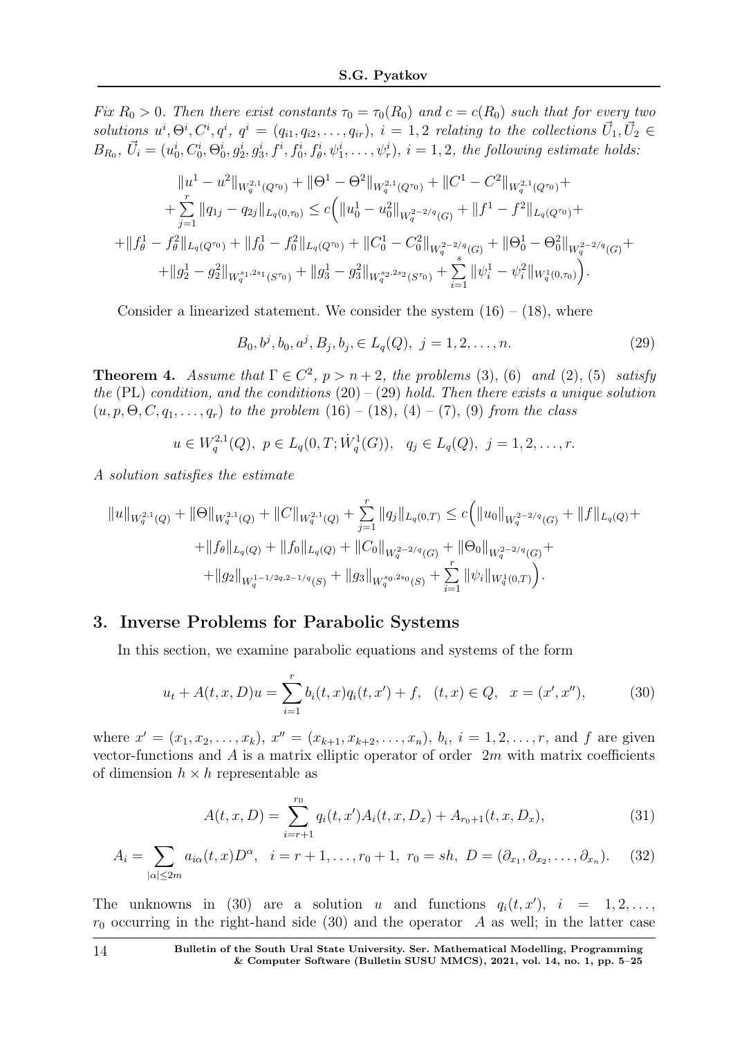*Fix $R_0 > 0$. Then there exist constants $\tau_0 = \tau_0(R_0)$ and $c = c(R_0)$ such that for every two solutions $u^i, \Theta^i, C^i, q^i$, $q^i = (q_{i1}, q_{i2}, \ldots, q_{ir})$, $i = 1, 2$ relating to the collections $\vec{U}_1, \vec{U}_2 \in B_{R_0}$, $\vec{U}_i = (u_0^i, C_0^i, \Theta_0^i, g_2^i, g_3^i, f^i, f_0^i, f_\theta^i, \psi_1^i, \ldots, \psi_r^i)$, $i = 1, 2$, the following estimate holds:*

$$\|u^1 - u^2\|_{W_q^{2,1}(Q^{\tau_0})} + \|\Theta^1 - \Theta^2\|_{W_q^{2,1}(Q^{\tau_0})} + \|C^1 - C^2\|_{W_q^{2,1}(Q^{\tau_0})} +$$
$$+ \sum_{j=1}^{r} \|q_{1j} - q_{2j}\|_{L_q(0,\tau_0)} \leq c\Big(\|u_0^1 - u_0^2\|_{W_q^{2-2/q}(G)} + \|f^1 - f^2\|_{L_q(Q^{\tau_0})} +$$
$$+ \|f_\theta^1 - f_\theta^2\|_{L_q(Q^{\tau_0})} + \|f_0^1 - f_0^2\|_{L_q(Q^{\tau_0})} + \|C_0^1 - C_0^2\|_{W_q^{2-2/q}(G)} + \|\Theta_0^1 - \Theta_0^2\|_{W_q^{2-2/q}(G)} +$$
$$+ \|g_2^1 - g_2^2\|_{W_q^{s_1,2s_1}(S^{\tau_0})} + \|g_3^1 - g_3^2\|_{W_q^{s_2,2s_2}(S^{\tau_0})} + \sum_{i=1}^{s} \|\psi_i^1 - \psi_i^2\|_{W_q^1(0,\tau_0)}\Big).$$

Consider a linearized statement. We consider the system (16) – (18), where

$$B_0, b^j, b_0, a^j, B_j, b_j, \in L_q(Q), \; j = 1, 2, \ldots, n. \tag{29}$$

**Theorem 4.** *Assume that $\Gamma \in C^2$, $p > n + 2$, the problems (3), (6) and (2), (5) satisfy the (PL) condition, and the conditions (20) – (29) hold. Then there exists a unique solution $(u, p, \Theta, C, q_1, \ldots, q_r)$ to the problem (16) – (18), (4) – (7), (9) from the class*

$$u \in W_q^{2,1}(Q), \; p \in L_q(0, T; \dot{W}_q^1(G)), \quad q_j \in L_q(Q), \; j = 1, 2, \ldots, r.$$

*A solution satisfies the estimate*

$$\|u\|_{W_q^{2,1}(Q)} + \|\Theta\|_{W_q^{2,1}(Q)} + \|C\|_{W_q^{2,1}(Q)} + \sum_{j=1}^{r} \|q_j\|_{L_q(0,T)} \leq c\Big(\|u_0\|_{W_q^{2-2/q}(G)} + \|f\|_{L_q(Q)} +$$
$$+ \|f_\theta\|_{L_q(Q)} + \|f_0\|_{L_q(Q)} + \|C_0\|_{W_q^{2-2/q}(G)} + \|\Theta_0\|_{W_q^{2-2/q}(G)} +$$
$$+ \|g_2\|_{W_q^{1-1/2q,2-1/q}(S)} + \|g_3\|_{W_q^{s_0,2s_0}(S)} + \sum_{i=1}^{r} \|\psi_i\|_{W_q^1(0,T)}\Big).$$

## 3. Inverse Problems for Parabolic Systems

In this section, we examine parabolic equations and systems of the form

$$u_t + A(t, x, D)u = \sum_{i=1}^{r} b_i(t, x) q_i(t, x') + f, \quad (t, x) \in Q, \quad x = (x', x''), \tag{30}$$

where $x' = (x_1, x_2, \ldots, x_k)$, $x'' = (x_{k+1}, x_{k+2}, \ldots, x_n)$, $b_i$, $i = 1, 2, \ldots, r$, and $f$ are given vector-functions and $A$ is a matrix elliptic operator of order $2m$ with matrix coefficients of dimension $h \times h$ representable as

$$A(t, x, D) = \sum_{i=r+1}^{r_0} q_i(t, x') A_i(t, x, D_x) + A_{r_0+1}(t, x, D_x), \tag{31}$$

$$A_i = \sum_{|\alpha| \leq 2m} a_{i\alpha}(t, x) D^\alpha, \quad i = r + 1, \ldots, r_0 + 1, \; r_0 = sh, \; D = (\partial_{x_1}, \partial_{x_2}, \ldots, \partial_{x_n}). \tag{32}$$

The unknowns in (30) are a solution $u$ and functions $q_i(t, x')$, $i = 1, 2, \ldots, r_0$ occurring in the right-hand side (30) and the operator $A$ as well; in the latter case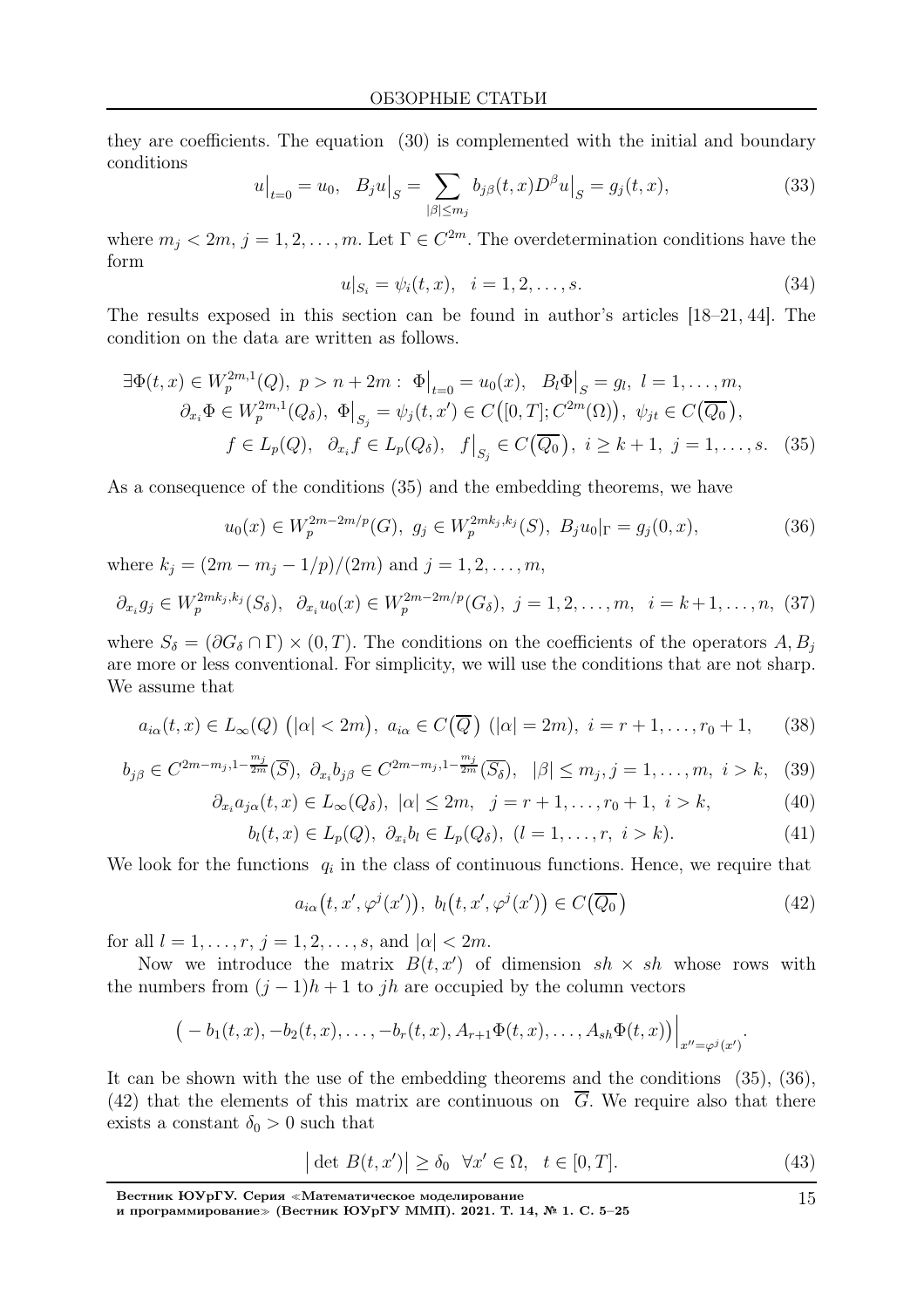they are coefficients. The equation (30) is complemented with the initial and boundary conditions

$$u\big|_{t=0} = u_0, \quad B_j u\big|_S = \sum_{|\beta|\le m_j} b_{j\beta}(t,x) D^\beta u\big|_S = g_j(t,x), \tag{33}$$

where $m_j < 2m$, $j = 1, 2, \dots, m$. Let $\Gamma \in C^{2m}$. The overdetermination conditions have the form

$$u|_{S_i} = \psi_i(t,x), \quad i = 1, 2, \dots, s. \tag{34}$$

The results exposed in this section can be found in author's articles [18–21, 44]. The condition on the data are written as follows.

$$\begin{gathered}
\exists \Phi(t,x) \in W_p^{2m,1}(Q),\ p > n+2m:\ \Phi\big|_{t=0} = u_0(x),\ \ B_l\Phi\big|_S = g_l,\ l = 1,\dots,m, \\
\partial_{x_i}\Phi \in W_p^{2m,1}(Q_\delta),\ \Phi\big|_{S_j} = \psi_j(t,x') \in C\big([0,T]; C^{2m}(\Omega)\big),\ \psi_{jt} \in C\big(\overline{Q_0}\big), \\
f \in L_p(Q),\ \ \partial_{x_i} f \in L_p(Q_\delta),\ \ f\big|_{S_j} \in C\big(\overline{Q_0}\big),\ i \ge k+1,\ j = 1,\dots,s.
\end{gathered} \tag{35}$$

As a consequence of the conditions (35) and the embedding theorems, we have

$$u_0(x) \in W_p^{2m-2m/p}(G),\ g_j \in W_p^{2mk_j,k_j}(S),\ B_j u_0|_\Gamma = g_j(0,x), \tag{36}$$

where $k_j = (2m - m_j - 1/p)/(2m)$ and $j = 1, 2, \dots, m$,

$$\partial_{x_i} g_j \in W_p^{2mk_j,k_j}(S_\delta),\ \ \partial_{x_i} u_0(x) \in W_p^{2m-2m/p}(G_\delta),\ j = 1,2,\dots,m,\ \ i = k+1,\dots,n, \tag{37}$$

where $S_\delta = (\partial G_\delta \cap \Gamma) \times (0,T)$. The conditions on the coefficients of the operators $A, B_j$ are more or less conventional. For simplicity, we will use the conditions that are not sharp. We assume that

$$a_{i\alpha}(t,x) \in L_\infty(Q)\ \big(|\alpha| < 2m\big),\ a_{i\alpha} \in C\big(\overline{Q}\big)\ (|\alpha| = 2m),\ i = r+1,\dots,r_0+1, \tag{38}$$

$$b_{j\beta} \in C^{2m-m_j,1-\frac{m_j}{2m}}(\overline{S}),\ \partial_{x_i} b_{j\beta} \in C^{2m-m_j,1-\frac{m_j}{2m}}(\overline{S_\delta}),\ \ |\beta| \le m_j, j = 1,\dots,m,\ i > k, \tag{39}$$

$$\partial_{x_i} a_{j\alpha}(t,x) \in L_\infty(Q_\delta),\ |\alpha| \le 2m,\ \ j = r+1,\dots,r_0+1,\ i > k, \tag{40}$$

$$b_l(t,x) \in L_p(Q),\ \partial_{x_i} b_l \in L_p(Q_\delta),\ (l = 1,\dots,r,\ i > k). \tag{41}$$

We look for the functions $q_i$ in the class of continuous functions. Hence, we require that

$$a_{i\alpha}\big(t,x',\varphi^j(x')\big),\ b_l\big(t,x',\varphi^j(x')\big) \in C\big(\overline{Q_0}\big) \tag{42}$$

for all $l = 1,\dots,r$, $j = 1,2,\dots,s$, and $|\alpha| < 2m$.

Now we introduce the matrix $B(t,x')$ of dimension $sh \times sh$ whose rows with the numbers from $(j-1)h+1$ to $jh$ are occupied by the column vectors

$$\big(-b_1(t,x), -b_2(t,x), \dots, -b_r(t,x), A_{r+1}\Phi(t,x), \dots, A_{sh}\Phi(t,x)\big)\Big|_{x''=\varphi^j(x')}.$$

It can be shown with the use of the embedding theorems and the conditions (35), (36), (42) that the elements of this matrix are continuous on $\overline{G}$. We require also that there exists a constant $\delta_0 > 0$ such that

$$\big|\det B(t,x')\big| \ge \delta_0 \quad \forall x' \in \Omega, \quad t \in [0,T]. \tag{43}$$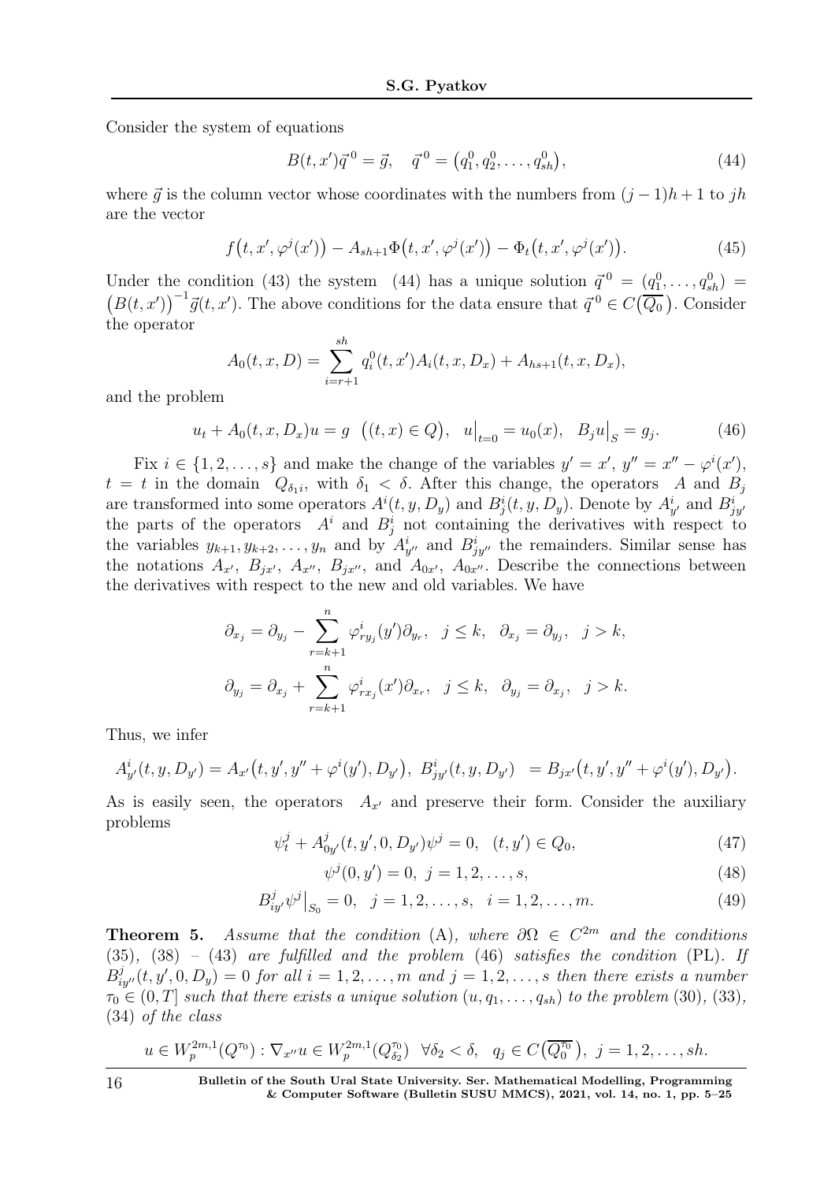Consider the system of equations

$$B(t,x')\vec{q}^{\,0} = \vec{g}, \quad \vec{q}^{\,0} = \left(q_1^0, q_2^0, \ldots, q_{sh}^0\right), \tag{44}$$

where $\vec{g}$ is the column vector whose coordinates with the numbers from $(j-1)h+1$ to $jh$ are the vector

$$f\big(t,x',\varphi^j(x')\big) - A_{sh+1}\Phi\big(t,x',\varphi^j(x')\big) - \Phi_t\big(t,x',\varphi^j(x')\big). \tag{45}$$

Under the condition (43) the system (44) has a unique solution $\vec{q}^{\,0} = (q_1^0, \ldots, q_{sh}^0) = \big(B(t,x')\big)^{-1}\vec{g}(t,x')$. The above conditions for the data ensure that $\vec{q}^{\,0} \in C\big(\overline{Q_0}\big)$. Consider the operator

$$A_0(t,x,D) = \sum_{i=r+1}^{sh} q_i^0(t,x')A_i(t,x,D_x) + A_{hs+1}(t,x,D_x),$$

and the problem

$$u_t + A_0(t,x,D_x)u = g \ \ \big((t,x)\in Q\big), \quad u\big|_{t=0} = u_0(x), \quad B_j u\big|_S = g_j. \tag{46}$$

Fix $i \in \{1,2,\ldots,s\}$ and make the change of the variables $y' = x'$, $y'' = x'' - \varphi^i(x')$, $t = t$ in the domain $Q_{\delta_1 i}$, with $\delta_1 < \delta$. After this change, the operators $A$ and $B_j$ are transformed into some operators $A^i(t,y,D_y)$ and $B_j^i(t,y,D_y)$. Denote by $A^i_{y'}$ and $B^i_{jy'}$ the parts of the operators $A^i$ and $B^i_j$ not containing the derivatives with respect to the variables $y_{k+1}, y_{k+2}, \ldots, y_n$ and by $A^i_{y''}$ and $B^i_{jy''}$ the remainders. Similar sense has the notations $A_{x'}$, $B_{jx'}$, $A_{x''}$, $B_{jx''}$, and $A_{0x'}$, $A_{0x''}$. Describe the connections between the derivatives with respect to the new and old variables. We have

$$\partial_{x_j} = \partial_{y_j} - \sum_{r=k+1}^{n} \varphi^i_{r y_j}(y')\partial_{y_r}, \ \ j \le k, \ \ \partial_{x_j} = \partial_{y_j}, \ \ j > k,$$

$$\partial_{y_j} = \partial_{x_j} + \sum_{r=k+1}^{n} \varphi^i_{r x_j}(x')\partial_{x_r}, \ \ j \le k, \ \ \partial_{y_j} = \partial_{x_j}, \ \ j > k.$$

Thus, we infer

$$A^i_{y'}(t,y,D_{y'}) = A_{x'}\big(t,y',y''+\varphi^i(y'),D_{y'}\big), \ B^i_{jy'}(t,y,D_{y'}) \ = B_{jx'}\big(t,y',y''+\varphi^i(y'),D_{y'}\big).$$

As is easily seen, the operators $A_{x'}$ and preserve their form. Consider the auxiliary problems

$$\psi^j_t + A^j_{0y'}(t,y',0,D_{y'})\psi^j = 0, \ \ (t,y') \in Q_0, \tag{47}$$

$$\psi^j(0,y') = 0, \ j = 1,2,\ldots,s, \tag{48}$$

$$B^j_{iy'}\psi^j\big|_{S_0} = 0, \ \ j = 1,2,\ldots,s, \ \ i = 1,2,\ldots,m. \tag{49}$$

**Theorem 5.** *Assume that the condition* (A), *where* $\partial\Omega \in C^{2m}$ *and the conditions* (35), (38) – (43) *are fulfilled and the problem* (46) *satisfies the condition* (PL). *If* $B^j_{iy''}(t,y',0,D_y) = 0$ *for all* $i = 1,2,\ldots,m$ *and* $j = 1,2,\ldots,s$ *then there exists a number* $\tau_0 \in (0,T]$ *such that there exists a unique solution* $(u,q_1,\ldots,q_{sh})$ *to the problem* (30), (33), (34) *of the class*

$$u \in W_p^{2m,1}(Q^{\tau_0}) : \nabla_{x''}u \in W_p^{2m,1}(Q^{\tau_0}_{\delta_2}) \ \ \forall \delta_2 < \delta, \ \ q_j \in C\big(\overline{Q_0^{\tau_0}}\big), \ j = 1,2,\ldots,sh.$$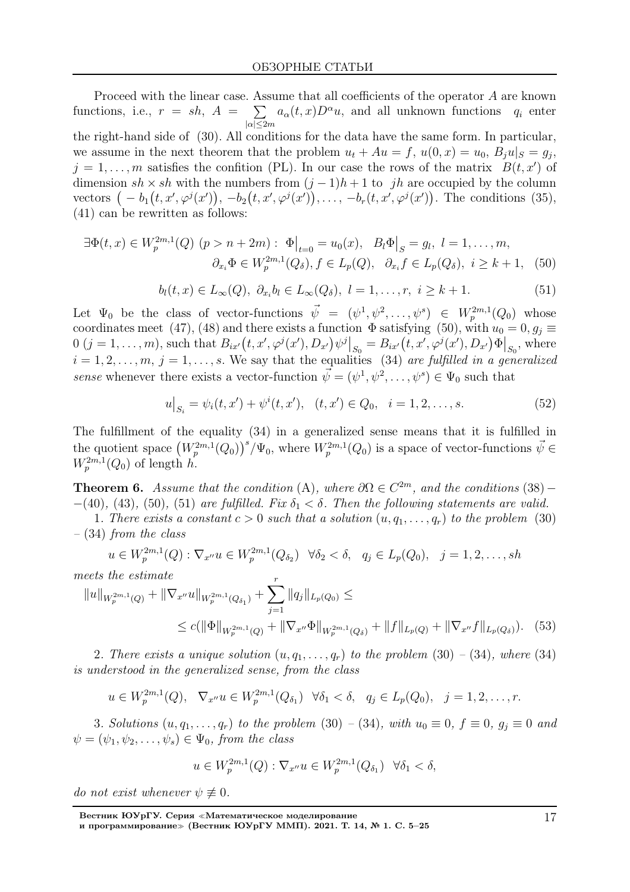Proceed with the linear case. Assume that all coefficients of the operator $A$ are known functions, i.e., $r = sh$, $A = \sum\limits_{|\alpha|\leq 2m} a_\alpha(t,x)D^\alpha u$, and all unknown functions $q_i$ enter the right-hand side of (30). All conditions for the data have the same form. In particular, we assume in the next theorem that the problem $u_t + Au = f$, $u(0,x) = u_0$, $B_j u|_S = g_j$, $j = 1,\ldots,m$ satisfies the confition (PL). In our case the rows of the matrix $B(t,x')$ of dimension $sh \times sh$ with the numbers from $(j-1)h+1$ to $jh$ are occupied by the column vectors $\big(-b_1(t,x',\varphi^j(x')), -b_2(t,x',\varphi^j(x')),\ldots, -b_r(t,x',\varphi^j(x')\big)$. The conditions (35), (41) can be rewritten as follows:

$$\exists \Phi(t,x) \in W_p^{2m,1}(Q)\ (p > n+2m):\ \Phi\big|_{t=0} = u_0(x),\ \ B_l\Phi\big|_S = g_l,\ l = 1,\ldots,m,$$
$$\partial_{x_i}\Phi \in W_p^{2m,1}(Q_\delta), f \in L_p(Q),\ \ \partial_{x_i} f \in L_p(Q_\delta),\ \ i \geq k+1, \quad (50)$$

$$b_l(t,x) \in L_\infty(Q),\ \partial_{x_i} b_l \in L_\infty(Q_\delta),\ \ l = 1,\ldots,r,\ \ i \geq k+1. \quad (51)$$

Let $\Psi_0$ be the class of vector-functions $\vec{\psi} = (\psi^1,\psi^2,\ldots,\psi^s) \in W_p^{2m,1}(Q_0)$ whose coordinates meet (47), (48) and there exists a function $\Phi$ satisfying (50), with $u_0 = 0, g_j \equiv 0$ $(j = 1,\ldots,m)$, such that $B_{ix'}\big(t,x',\varphi^j(x'),D_{x'}\big)\psi^j\big|_{S_0} = B_{ix'}\big(t,x',\varphi^j(x'),D_{x'}\big)\Phi\big|_{S_0}$, where $i = 1,2,\ldots,m$, $j = 1,\ldots,s$. We say that the equalities (34) *are fulfilled in a generalized sense* whenever there exists a vector-function $\vec{\psi} = (\psi^1,\psi^2,\ldots,\psi^s) \in \Psi_0$ such that

$$u\big|_{S_i} = \psi_i(t,x') + \psi^i(t,x'),\ \ (t,x') \in Q_0,\ \ i = 1,2,\ldots,s. \quad (52)$$

The fulfillment of the equality (34) in a generalized sense means that it is fulfilled in the quotient space $\big(W_p^{2m,1}(Q_0)\big)^s/\Psi_0$, where $W_p^{2m,1}(Q_0)$ is a space of vector-functions $\vec{\psi} \in W_p^{2m,1}(Q_0)$ of length $h$.

**Theorem 6.** *Assume that the condition* (A)*, where $\partial\Omega \in C^{2m}$, and the conditions* (38) − −(40)*,* (43)*,* (50)*,* (51) *are fulfilled. Fix $\delta_1 < \delta$. Then the following statements are valid.*

1. *There exists a constant $c > 0$ such that a solution $(u,q_1,\ldots,q_r)$ to the problem* (30) – (34) *from the class*

$$u \in W_p^{2m,1}(Q) : \nabla_{x''}u \in W_p^{2m,1}(Q_{\delta_2})\ \ \forall \delta_2 < \delta,\ \ q_j \in L_p(Q_0),\ \ j = 1,2,\ldots,sh$$

*meets the estimate*

$$\|u\|_{W_p^{2m,1}(Q)} + \|\nabla_{x''}u\|_{W_p^{2m,1}(Q_{\delta_1})} + \sum_{j=1}^{r}\|q_j\|_{L_p(Q_0)} \leq$$
$$\leq c(\|\Phi\|_{W_p^{2m,1}(Q)} + \|\nabla_{x''}\Phi\|_{W_p^{2m,1}(Q_\delta)} + \|f\|_{L_p(Q)} + \|\nabla_{x''}f\|_{L_p(Q_\delta)}). \quad (53)$$

2. *There exists a unique solution $(u,q_1,\ldots,q_r)$ to the problem* (30) – (34)*, where* (34) *is understood in the generalized sense, from the class*

$$u \in W_p^{2m,1}(Q),\ \ \nabla_{x''}u \in W_p^{2m,1}(Q_{\delta_1})\ \ \forall \delta_1 < \delta,\ \ q_j \in L_p(Q_0),\ \ j = 1,2,\ldots,r.$$

3. *Solutions $(u,q_1,\ldots,q_r)$ to the problem* (30) – (34)*, with $u_0 \equiv 0$, $f \equiv 0$, $g_j \equiv 0$ and $\psi = (\psi_1,\psi_2,\ldots,\psi_s) \in \Psi_0$, from the class*

$$u \in W_p^{2m,1}(Q) : \nabla_{x''}u \in W_p^{2m,1}(Q_{\delta_1})\ \ \forall \delta_1 < \delta,$$

*do not exist whenever $\psi \not\equiv 0$.*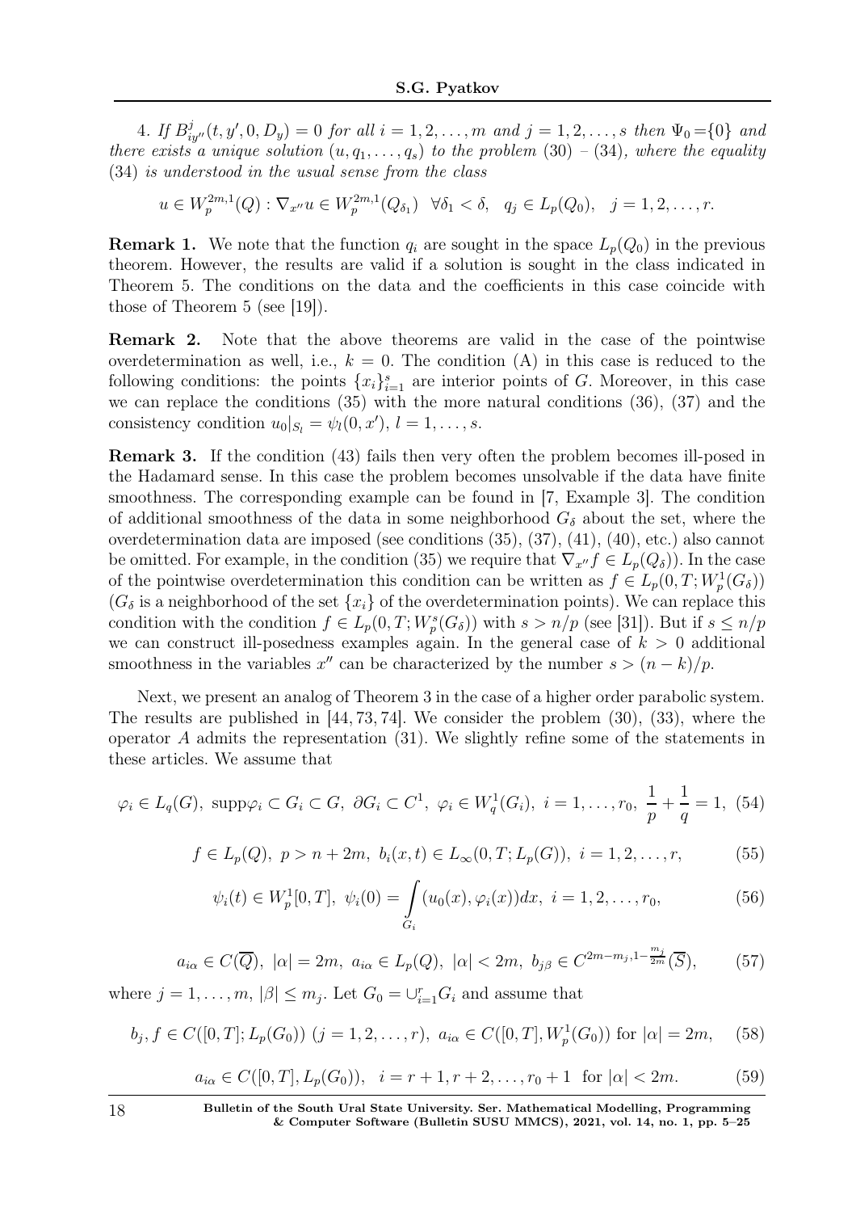4. *If $B^j_{iy''}(t, y', 0, D_y) = 0$ for all $i = 1, 2, \ldots, m$ and $j = 1, 2, \ldots, s$ then $\Psi_0 = \{0\}$ and there exists a unique solution $(u, q_1, \ldots, q_s)$ to the problem* (30) – (34)*, where the equality* (34) *is understood in the usual sense from the class*

$$u \in W_p^{2m,1}(Q) : \nabla_{x''} u \in W_p^{2m,1}(Q_{\delta_1}) \ \ \forall \delta_1 < \delta, \ \ q_j \in L_p(Q_0), \ \ j = 1, 2, \ldots, r.$$

**Remark 1.** We note that the function $q_i$ are sought in the space $L_p(Q_0)$ in the previous theorem. However, the results are valid if a solution is sought in the class indicated in Theorem 5. The conditions on the data and the coefficients in this case coincide with those of Theorem 5 (see [19]).

**Remark 2.** Note that the above theorems are valid in the case of the pointwise overdetermination as well, i.e., $k = 0$. The condition (A) in this case is reduced to the following conditions: the points $\{x_i\}_{i=1}^s$ are interior points of $G$. Moreover, in this case we can replace the conditions (35) with the more natural conditions (36), (37) and the consistency condition $u_0|_{S_l} = \psi_l(0, x')$, $l = 1, \ldots, s$.

**Remark 3.** If the condition (43) fails then very often the problem becomes ill-posed in the Hadamard sense. In this case the problem becomes unsolvable if the data have finite smoothness. The corresponding example can be found in [7, Example 3]. The condition of additional smoothness of the data in some neighborhood $G_\delta$ about the set, where the overdetermination data are imposed (see conditions (35), (37), (41), (40), etc.) also cannot be omitted. For example, in the condition (35) we require that $\nabla_{x''} f \in L_p(Q_\delta)$). In the case of the pointwise overdetermination this condition can be written as $f \in L_p(0, T; W_p^1(G_\delta))$ ($G_\delta$ is a neighborhood of the set $\{x_i\}$ of the overdetermination points). We can replace this condition with the condition $f \in L_p(0, T; W_p^s(G_\delta))$ with $s > n/p$ (see [31]). But if $s \leq n/p$ we can construct ill-posedness examples again. In the general case of $k > 0$ additional smoothness in the variables $x''$ can be characterized by the number $s > (n - k)/p$.

Next, we present an analog of Theorem 3 in the case of a higher order parabolic system. The results are published in [44, 73, 74]. We consider the problem (30), (33), where the operator $A$ admits the representation (31). We slightly refine some of the statements in these articles. We assume that

$$\varphi_i \in L_q(G), \ \operatorname{supp}\varphi_i \subset G_i \subset G, \ \partial G_i \subset C^1, \ \varphi_i \in W_q^1(G_i), \ i = 1, \ldots, r_0, \ \frac{1}{p} + \frac{1}{q} = 1, \quad (54)$$

$$f \in L_p(Q), \ p > n + 2m, \ b_i(x, t) \in L_\infty(0, T; L_p(G)), \ i = 1, 2, \ldots, r, \quad (55)$$

$$\psi_i(t) \in W_p^1[0, T], \ \psi_i(0) = \int\limits_{G_i} (u_0(x), \varphi_i(x)) dx, \ i = 1, 2, \ldots, r_0, \quad (56)$$

$$a_{i\alpha} \in C(\overline{Q}), \ |\alpha| = 2m, \ a_{i\alpha} \in L_p(Q), \ |\alpha| < 2m, \ b_{j\beta} \in C^{2m - m_j, 1 - \frac{m_j}{2m}}(\overline{S}), \quad (57)$$

where $j = 1, \ldots, m$, $|\beta| \leq m_j$. Let $G_0 = \cup_{i=1}^r G_i$ and assume that

$$b_j, f \in C([0, T]; L_p(G_0)) \ (j = 1, 2, \ldots, r), \ a_{i\alpha} \in C([0, T], W_p^1(G_0)) \text{ for } |\alpha| = 2m, \quad (58)$$

$$a_{i\alpha} \in C([0, T], L_p(G_0)), \ \ i = r + 1, r + 2, \ldots, r_0 + 1 \ \text{ for } |\alpha| < 2m. \quad (59)$$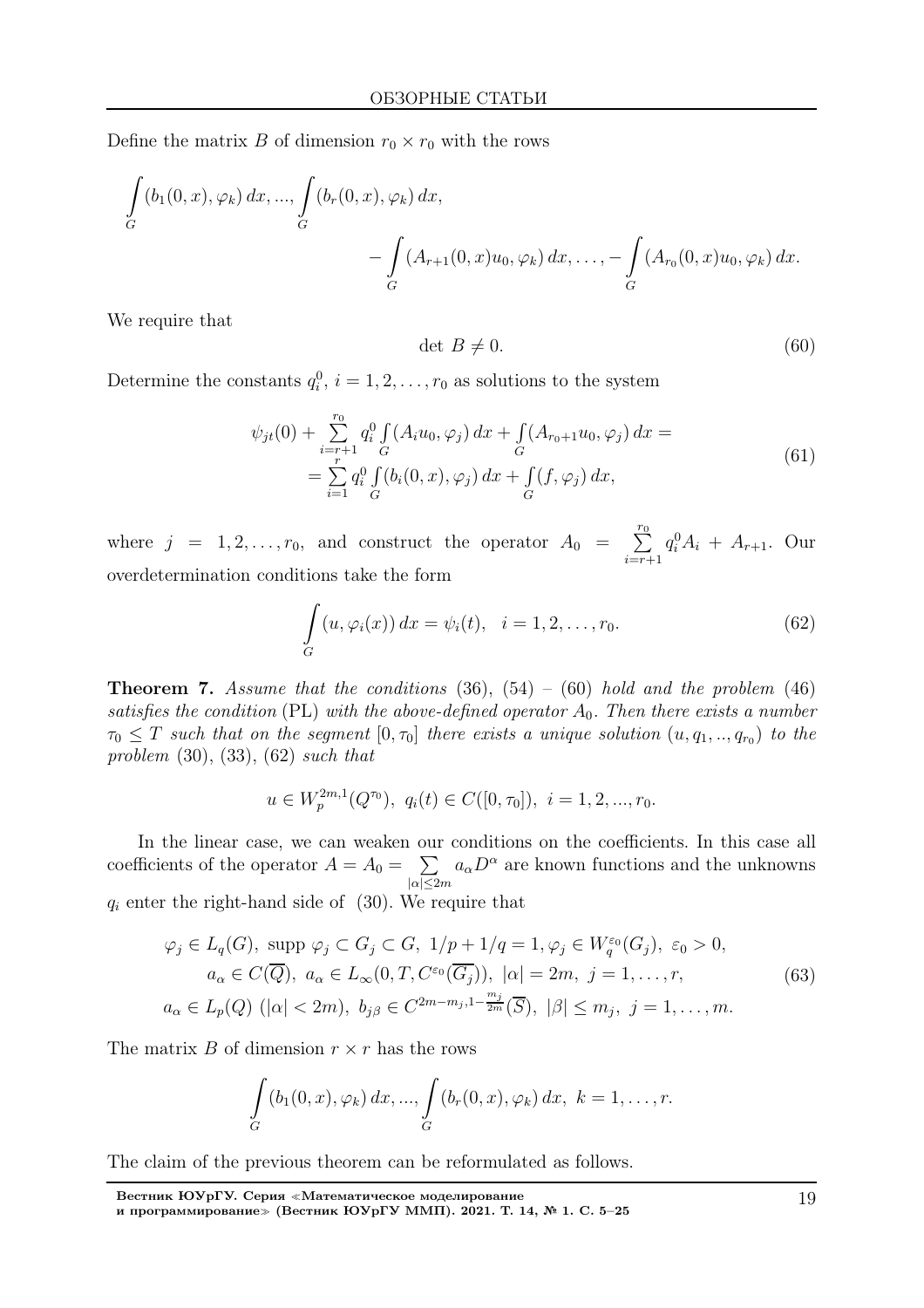Define the matrix $B$ of dimension $r_0 \times r_0$ with the rows

$$\int_G (b_1(0,x), \varphi_k)\, dx, ..., \int_G (b_r(0,x), \varphi_k)\, dx,$$
$$- \int_G (A_{r+1}(0,x)u_0, \varphi_k)\, dx, \ldots, - \int_G (A_{r_0}(0,x)u_0, \varphi_k)\, dx.$$

We require that

$$\det\, B \neq 0. \tag{60}$$

Determine the constants $q_i^0$, $i = 1, 2, \ldots, r_0$ as solutions to the system

$$\begin{gathered} \psi_{jt}(0) + \sum_{i=r+1}^{r_0} q_i^0 \int_G (A_i u_0, \varphi_j)\, dx + \int_G (A_{r_0+1} u_0, \varphi_j)\, dx = \\ = \sum_{i=1}^{r} q_i^0 \int_G (b_i(0,x), \varphi_j)\, dx + \int_G (f, \varphi_j)\, dx, \end{gathered} \tag{61}$$

where $j = 1, 2, \ldots, r_0$, and construct the operator $A_0 = \sum_{i=r+1}^{r_0} q_i^0 A_i + A_{r+1}$. Our overdetermination conditions take the form

$$\int_G (u, \varphi_i(x))\, dx = \psi_i(t), \quad i = 1, 2, \ldots, r_0. \tag{62}$$

**Theorem 7.** *Assume that the conditions* (36), (54) – (60) *hold and the problem* (46) *satisfies the condition* (PL) *with the above-defined operator* $A_0$. *Then there exists a number* $\tau_0 \leq T$ *such that on the segment* $[0, \tau_0]$ *there exists a unique solution* $(u, q_1, .., q_{r_0})$ *to the problem* (30), (33), (62) *such that*

$$u \in W_p^{2m,1}(Q^{\tau_0}), \; q_i(t) \in C([0, \tau_0]), \; i = 1, 2, ..., r_0.$$

In the linear case, we can weaken our conditions on the coefficients. In this case all coefficients of the operator $A = A_0 = \sum_{|\alpha| \leq 2m} a_\alpha D^\alpha$ are known functions and the unknowns $q_i$ enter the right-hand side of (30). We require that

$$\begin{gathered} \varphi_j \in L_q(G), \; \text{supp}\, \varphi_j \subset G_j \subset G, \; 1/p + 1/q = 1, \varphi_j \in W_q^{\varepsilon_0}(G_j), \; \varepsilon_0 > 0, \\ a_\alpha \in C(\overline{Q}), \; a_\alpha \in L_\infty(0, T, C^{\varepsilon_0}(\overline{G_j})), \; |\alpha| = 2m, \; j = 1, \ldots, r, \\ a_\alpha \in L_p(Q) \; (|\alpha| < 2m), \; b_{j\beta} \in C^{2m - m_j, 1 - \frac{m_j}{2m}}(\overline{S}), \; |\beta| \leq m_j, \; j = 1, \ldots, m. \end{gathered} \tag{63}$$

The matrix $B$ of dimension $r \times r$ has the rows

$$\int_G (b_1(0,x), \varphi_k)\, dx, ..., \int_G (b_r(0,x), \varphi_k)\, dx, \; k = 1, \ldots, r.$$

The claim of the previous theorem can be reformulated as follows.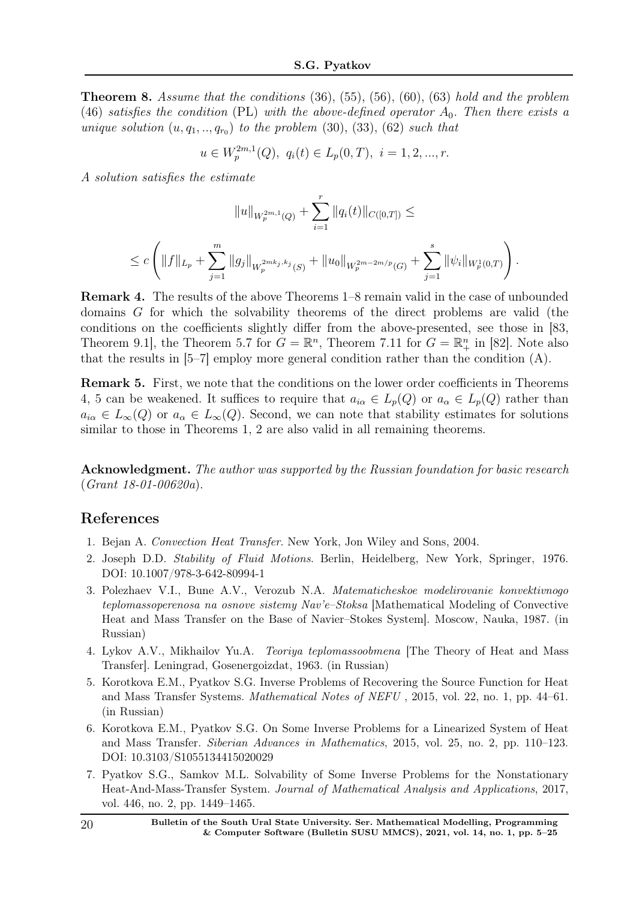**Theorem 8.** *Assume that the conditions* (36), (55), (56), (60), (63) *hold and the problem* (46) *satisfies the condition* (PL) *with the above-defined operator* $A_0$. *Then there exists a unique solution* $(u, q_1, .., q_{r_0})$ *to the problem* (30), (33), (62) *such that*

$$u \in W_p^{2m,1}(Q), \ q_i(t) \in L_p(0,T), \ i = 1, 2, ..., r.$$

*A solution satisfies the estimate*

$$\|u\|_{W_p^{2m,1}(Q)} + \sum_{i=1}^{r} \|q_i(t)\|_{C([0,T])} \leq$$

$$\leq c \left( \|f\|_{L_p} + \sum_{j=1}^{m} \|g_j\|_{W_p^{2mk_j,k_j}(S)} + \|u_0\|_{W_p^{2m-2m/p}(G)} + \sum_{j=1}^{s} \|\psi_i\|_{W_p^1(0,T)} \right).$$

**Remark 4.** The results of the above Theorems 1–8 remain valid in the case of unbounded domains $G$ for which the solvability theorems of the direct problems are valid (the conditions on the coefficients slightly differ from the above-presented, see those in [83, Theorem 9.1], the Theorem 5.7 for $G = \mathbb{R}^n$, Theorem 7.11 for $G = \mathbb{R}^n_+$ in [82]. Note also that the results in [5–7] employ more general condition rather than the condition (A).

**Remark 5.** First, we note that the conditions on the lower order coefficients in Theorems 4, 5 can be weakened. It suffices to require that $a_{i\alpha} \in L_p(Q)$ or $a_\alpha \in L_p(Q)$ rather than $a_{i\alpha} \in L_\infty(Q)$ or $a_\alpha \in L_\infty(Q)$. Second, we can note that stability estimates for solutions similar to those in Theorems 1, 2 are also valid in all remaining theorems.

**Acknowledgment.** *The author was supported by the Russian foundation for basic research* (*Grant 18-01-00620a*).

## References

1. Bejan A. *Convection Heat Transfer*. New York, Jon Wiley and Sons, 2004.
2. Joseph D.D. *Stability of Fluid Motions*. Berlin, Heidelberg, New York, Springer, 1976. DOI: 10.1007/978-3-642-80994-1
3. Polezhaev V.I., Bune A.V., Verozub N.A. *Matematicheskoe modelirovanie konvektivnogo teplomassoperenosa na osnove sistemy Nav'e–Stoksa* [Mathematical Modeling of Convective Heat and Mass Transfer on the Base of Navier–Stokes System]. Moscow, Nauka, 1987. (in Russian)
4. Lykov A.V., Mikhailov Yu.A. *Teoriya teplomassoobmena* [The Theory of Heat and Mass Transfer]. Leningrad, Gosenergoizdat, 1963. (in Russian)
5. Korotkova E.M., Pyatkov S.G. Inverse Problems of Recovering the Source Function for Heat and Mass Transfer Systems. *Mathematical Notes of NEFU* , 2015, vol. 22, no. 1, pp. 44–61. (in Russian)
6. Korotkova E.M., Pyatkov S.G. On Some Inverse Problems for a Linearized System of Heat and Mass Transfer. *Siberian Advances in Mathematics*, 2015, vol. 25, no. 2, pp. 110–123. DOI: 10.3103/S1055134415020029
7. Pyatkov S.G., Samkov M.L. Solvability of Some Inverse Problems for the Nonstationary Heat-And-Mass-Transfer System. *Journal of Mathematical Analysis and Applications*, 2017, vol. 446, no. 2, pp. 1449–1465.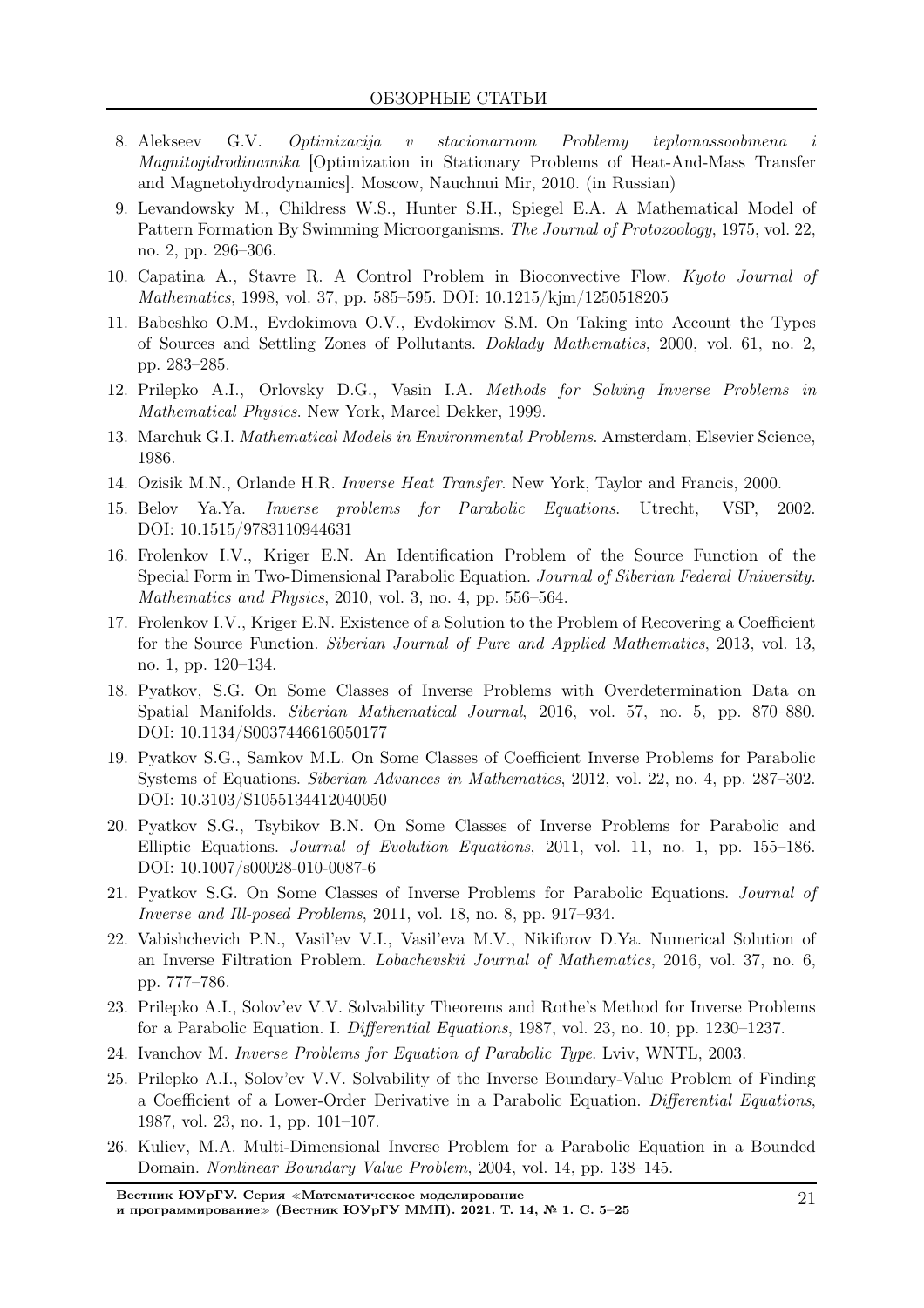8. Alekseev G.V. *Optimizacija v stacionarnom Problemy teplomassoobmena i Magnitogidrodinamika* [Optimization in Stationary Problems of Heat-And-Mass Transfer and Magnetohydrodynamics]. Moscow, Nauchnui Mir, 2010. (in Russian)
9. Levandowsky M., Childress W.S., Hunter S.H., Spiegel E.A. A Mathematical Model of Pattern Formation By Swimming Microorganisms. *The Journal of Protozoology*, 1975, vol. 22, no. 2, pp. 296–306.
10. Capatina A., Stavre R. A Control Problem in Bioconvective Flow. *Kyoto Journal of Mathematics*, 1998, vol. 37, pp. 585–595. DOI: 10.1215/kjm/1250518205
11. Babeshko O.M., Evdokimova O.V., Evdokimov S.M. On Taking into Account the Types of Sources and Settling Zones of Pollutants. *Doklady Mathematics*, 2000, vol. 61, no. 2, pp. 283–285.
12. Prilepko A.I., Orlovsky D.G., Vasin I.A. *Methods for Solving Inverse Problems in Mathematical Physics*. New York, Marcel Dekker, 1999.
13. Marchuk G.I. *Mathematical Models in Environmental Problems*. Amsterdam, Elsevier Science, 1986.
14. Ozisik M.N., Orlande H.R. *Inverse Heat Transfer*. New York, Taylor and Francis, 2000.
15. Belov Ya.Ya. *Inverse problems for Parabolic Equations*. Utrecht, VSP, 2002. DOI: 10.1515/9783110944631
16. Frolenkov I.V., Kriger E.N. An Identification Problem of the Source Function of the Special Form in Two-Dimensional Parabolic Equation. *Journal of Siberian Federal University. Mathematics and Physics*, 2010, vol. 3, no. 4, pp. 556–564.
17. Frolenkov I.V., Kriger E.N. Existence of a Solution to the Problem of Recovering a Coefficient for the Source Function. *Siberian Journal of Pure and Applied Mathematics*, 2013, vol. 13, no. 1, pp. 120–134.
18. Pyatkov, S.G. On Some Classes of Inverse Problems with Overdetermination Data on Spatial Manifolds. *Siberian Mathematical Journal*, 2016, vol. 57, no. 5, pp. 870–880. DOI: 10.1134/S0037446616050177
19. Pyatkov S.G., Samkov M.L. On Some Classes of Coefficient Inverse Problems for Parabolic Systems of Equations. *Siberian Advances in Mathematics*, 2012, vol. 22, no. 4, pp. 287–302. DOI: 10.3103/S1055134412040050
20. Pyatkov S.G., Tsybikov B.N. On Some Classes of Inverse Problems for Parabolic and Elliptic Equations. *Journal of Evolution Equations*, 2011, vol. 11, no. 1, pp. 155–186. DOI: 10.1007/s00028-010-0087-6
21. Pyatkov S.G. On Some Classes of Inverse Problems for Parabolic Equations. *Journal of Inverse and Ill-posed Problems*, 2011, vol. 18, no. 8, pp. 917–934.
22. Vabishchevich P.N., Vasil'ev V.I., Vasil'eva M.V., Nikiforov D.Ya. Numerical Solution of an Inverse Filtration Problem. *Lobachevskii Journal of Mathematics*, 2016, vol. 37, no. 6, pp. 777–786.
23. Prilepko A.I., Solov'ev V.V. Solvability Theorems and Rothe's Method for Inverse Problems for a Parabolic Equation. I. *Differential Equations*, 1987, vol. 23, no. 10, pp. 1230–1237.
24. Ivanchov M. *Inverse Problems for Equation of Parabolic Type*. Lviv, WNTL, 2003.
25. Prilepko A.I., Solov'ev V.V. Solvability of the Inverse Boundary-Value Problem of Finding a Coefficient of a Lower-Order Derivative in a Parabolic Equation. *Differential Equations*, 1987, vol. 23, no. 1, pp. 101–107.
26. Kuliev, M.A. Multi-Dimensional Inverse Problem for a Parabolic Equation in a Bounded Domain. *Nonlinear Boundary Value Problem*, 2004, vol. 14, pp. 138–145.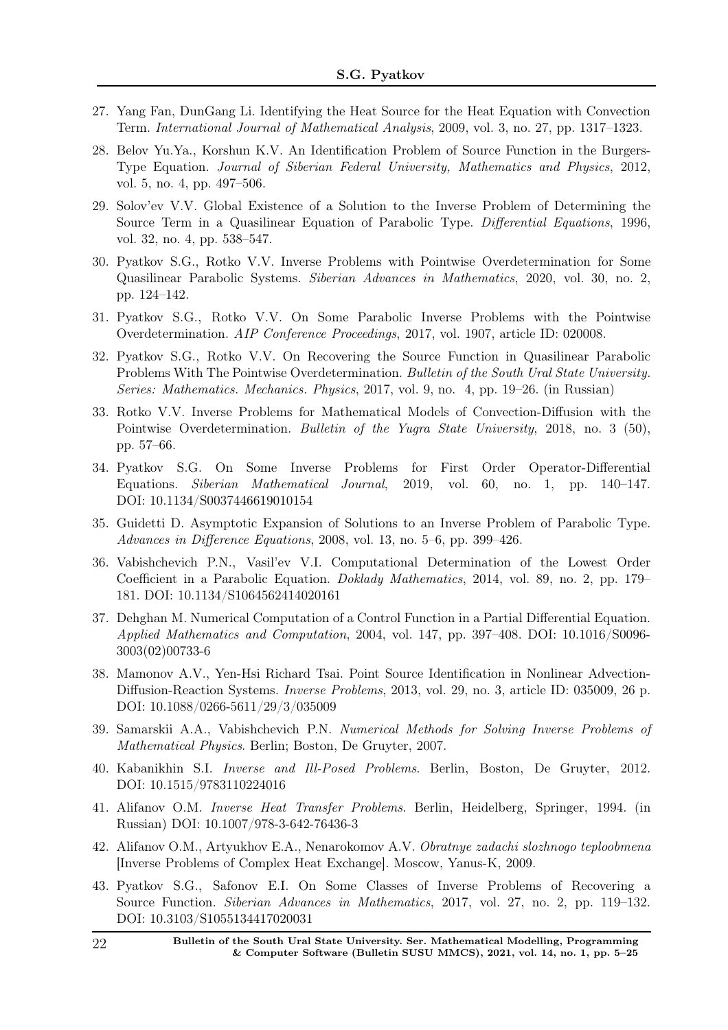27. Yang Fan, DunGang Li. Identifying the Heat Source for the Heat Equation with Convection Term. *International Journal of Mathematical Analysis*, 2009, vol. 3, no. 27, pp. 1317–1323.

28. Belov Yu.Ya., Korshun K.V. An Identification Problem of Source Function in the Burgers-Type Equation. *Journal of Siberian Federal University, Mathematics and Physics*, 2012, vol. 5, no. 4, pp. 497–506.

29. Solov'ev V.V. Global Existence of a Solution to the Inverse Problem of Determining the Source Term in a Quasilinear Equation of Parabolic Type. *Differential Equations*, 1996, vol. 32, no. 4, pp. 538–547.

30. Pyatkov S.G., Rotko V.V. Inverse Problems with Pointwise Overdetermination for Some Quasilinear Parabolic Systems. *Siberian Advances in Mathematics*, 2020, vol. 30, no. 2, pp. 124–142.

31. Pyatkov S.G., Rotko V.V. On Some Parabolic Inverse Problems with the Pointwise Overdetermination. *AIP Conference Proceedings*, 2017, vol. 1907, article ID: 020008.

32. Pyatkov S.G., Rotko V.V. On Recovering the Source Function in Quasilinear Parabolic Problems With The Pointwise Overdetermination. *Bulletin of the South Ural State University. Series: Mathematics. Mechanics. Physics*, 2017, vol. 9, no. 4, pp. 19–26. (in Russian)

33. Rotko V.V. Inverse Problems for Mathematical Models of Convection-Diffusion with the Pointwise Overdetermination. *Bulletin of the Yugra State University*, 2018, no. 3 (50), pp. 57–66.

34. Pyatkov S.G. On Some Inverse Problems for First Order Operator-Differential Equations. *Siberian Mathematical Journal*, 2019, vol. 60, no. 1, pp. 140–147. DOI: 10.1134/S0037446619010154

35. Guidetti D. Asymptotic Expansion of Solutions to an Inverse Problem of Parabolic Type. *Advances in Difference Equations*, 2008, vol. 13, no. 5–6, pp. 399–426.

36. Vabishchevich P.N., Vasil'ev V.I. Computational Determination of the Lowest Order Coefficient in a Parabolic Equation. *Doklady Mathematics*, 2014, vol. 89, no. 2, pp. 179–181. DOI: 10.1134/S1064562414020161

37. Dehghan M. Numerical Computation of a Control Function in a Partial Differential Equation. *Applied Mathematics and Computation*, 2004, vol. 147, pp. 397–408. DOI: 10.1016/S0096-3003(02)00733-6

38. Mamonov A.V., Yen-Hsi Richard Tsai. Point Source Identification in Nonlinear Advection-Diffusion-Reaction Systems. *Inverse Problems*, 2013, vol. 29, no. 3, article ID: 035009, 26 p. DOI: 10.1088/0266-5611/29/3/035009

39. Samarskii A.A., Vabishchevich P.N. *Numerical Methods for Solving Inverse Problems of Mathematical Physics*. Berlin; Boston, De Gruyter, 2007.

40. Kabanikhin S.I. *Inverse and Ill-Posed Problems*. Berlin, Boston, De Gruyter, 2012. DOI: 10.1515/9783110224016

41. Alifanov O.M. *Inverse Heat Transfer Problems*. Berlin, Heidelberg, Springer, 1994. (in Russian) DOI: 10.1007/978-3-642-76436-3

42. Alifanov O.M., Artyukhov E.A., Nenarokomov A.V. *Obratnye zadachi slozhnogo teploobmena* [Inverse Problems of Complex Heat Exchange]. Moscow, Yanus-K, 2009.

43. Pyatkov S.G., Safonov E.I. On Some Classes of Inverse Problems of Recovering a Source Function. *Siberian Advances in Mathematics*, 2017, vol. 27, no. 2, pp. 119–132. DOI: 10.3103/S1055134417020031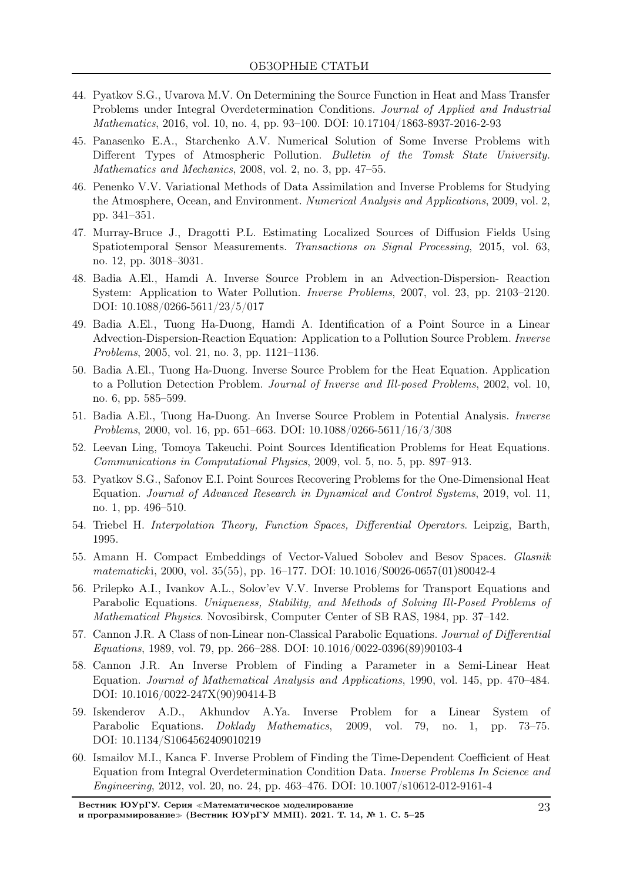44. Pyatkov S.G., Uvarova M.V. On Determining the Source Function in Heat and Mass Transfer Problems under Integral Overdetermination Conditions. *Journal of Applied and Industrial Mathematics*, 2016, vol. 10, no. 4, pp. 93–100. DOI: 10.17104/1863-8937-2016-2-93

45. Panasenko E.A., Starchenko A.V. Numerical Solution of Some Inverse Problems with Different Types of Atmospheric Pollution. *Bulletin of the Tomsk State University. Mathematics and Mechanics*, 2008, vol. 2, no. 3, pp. 47–55.

46. Penenko V.V. Variational Methods of Data Assimilation and Inverse Problems for Studying the Atmosphere, Ocean, and Environment. *Numerical Analysis and Applications*, 2009, vol. 2, pp. 341–351.

47. Murray-Bruce J., Dragotti P.L. Estimating Localized Sources of Diffusion Fields Using Spatiotemporal Sensor Measurements. *Transactions on Signal Processing*, 2015, vol. 63, no. 12, pp. 3018–3031.

48. Badia A.El., Hamdi A. Inverse Source Problem in an Advection-Dispersion- Reaction System: Application to Water Pollution. *Inverse Problems*, 2007, vol. 23, pp. 2103–2120. DOI: 10.1088/0266-5611/23/5/017

49. Badia A.El., Tuong Ha-Duong, Hamdi A. Identification of a Point Source in a Linear Advection-Dispersion-Reaction Equation: Application to a Pollution Source Problem. *Inverse Problems*, 2005, vol. 21, no. 3, pp. 1121–1136.

50. Badia A.El., Tuong Ha-Duong. Inverse Source Problem for the Heat Equation. Application to a Pollution Detection Problem. *Journal of Inverse and Ill-posed Problems*, 2002, vol. 10, no. 6, pp. 585–599.

51. Badia A.El., Tuong Ha-Duong. An Inverse Source Problem in Potential Analysis. *Inverse Problems*, 2000, vol. 16, pp. 651–663. DOI: 10.1088/0266-5611/16/3/308

52. Leevan Ling, Tomoya Takeuchi. Point Sources Identification Problems for Heat Equations. *Communications in Computational Physics*, 2009, vol. 5, no. 5, pp. 897–913.

53. Pyatkov S.G., Safonov E.I. Point Sources Recovering Problems for the One-Dimensional Heat Equation. *Journal of Advanced Research in Dynamical and Control Systems*, 2019, vol. 11, no. 1, pp. 496–510.

54. Triebel H. *Interpolation Theory, Function Spaces, Differential Operators*. Leipzig, Barth, 1995.

55. Amann H. Compact Embeddings of Vector-Valued Sobolev and Besov Spaces. *Glasnik matematick*i, 2000, vol. 35(55), pp. 16–177. DOI: 10.1016/S0026-0657(01)80042-4

56. Prilepko A.I., Ivankov A.L., Solov'ev V.V. Inverse Problems for Transport Equations and Parabolic Equations. *Uniqueness, Stability, and Methods of Solving Ill-Posed Problems of Mathematical Physics*. Novosibirsk, Computer Center of SB RAS, 1984, pp. 37–142.

57. Cannon J.R. A Class of non-Linear non-Classical Parabolic Equations. *Journal of Differential Equations*, 1989, vol. 79, pp. 266–288. DOI: 10.1016/0022-0396(89)90103-4

58. Cannon J.R. An Inverse Problem of Finding a Parameter in a Semi-Linear Heat Equation. *Journal of Mathematical Analysis and Applications*, 1990, vol. 145, pp. 470–484. DOI: 10.1016/0022-247X(90)90414-B

59. Iskenderov A.D., Akhundov A.Ya. Inverse Problem for a Linear System of Parabolic Equations. *Doklady Mathematics*, 2009, vol. 79, no. 1, pp. 73–75. DOI: 10.1134/S1064562409010219

60. Ismailov M.I., Kanca F. Inverse Problem of Finding the Time-Dependent Coefficient of Heat Equation from Integral Overdetermination Condition Data. *Inverse Problems In Science and Engineering*, 2012, vol. 20, no. 24, pp. 463–476. DOI: 10.1007/s10612-012-9161-4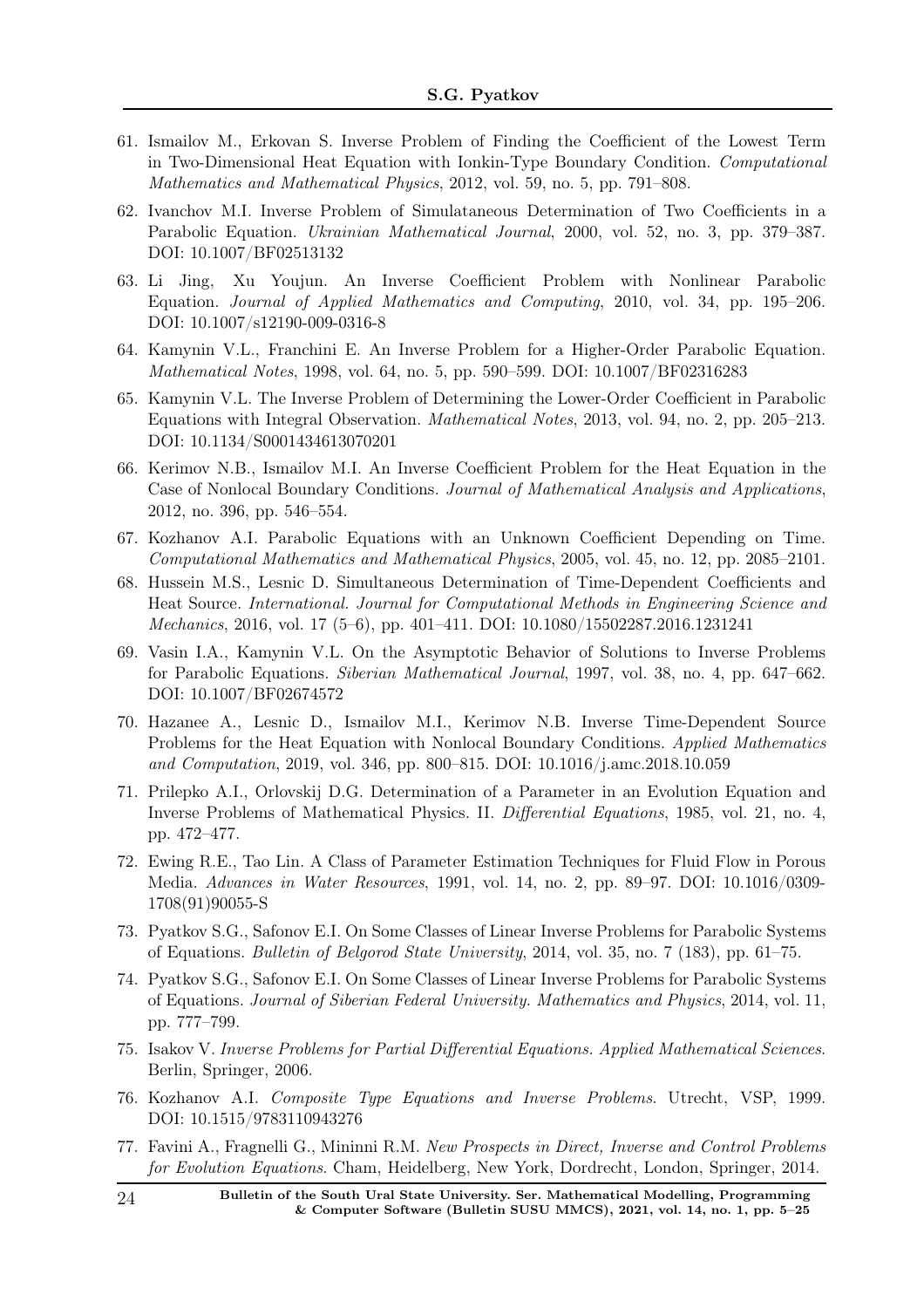61. Ismailov M., Erkovan S. Inverse Problem of Finding the Coefficient of the Lowest Term in Two-Dimensional Heat Equation with Ionkin-Type Boundary Condition. *Computational Mathematics and Mathematical Physics*, 2012, vol. 59, no. 5, pp. 791–808.

62. Ivanchov M.I. Inverse Problem of Simulataneous Determination of Two Coefficients in a Parabolic Equation. *Ukrainian Mathematical Journal*, 2000, vol. 52, no. 3, pp. 379–387. DOI: 10.1007/BF02513132

63. Li Jing, Xu Youjun. An Inverse Coefficient Problem with Nonlinear Parabolic Equation. *Journal of Applied Mathematics and Computing*, 2010, vol. 34, pp. 195–206. DOI: 10.1007/s12190-009-0316-8

64. Kamynin V.L., Franchini E. An Inverse Problem for a Higher-Order Parabolic Equation. *Mathematical Notes*, 1998, vol. 64, no. 5, pp. 590–599. DOI: 10.1007/BF02316283

65. Kamynin V.L. The Inverse Problem of Determining the Lower-Order Coefficient in Parabolic Equations with Integral Observation. *Mathematical Notes*, 2013, vol. 94, no. 2, pp. 205–213. DOI: 10.1134/S0001434613070201

66. Kerimov N.B., Ismailov M.I. An Inverse Coefficient Problem for the Heat Equation in the Case of Nonlocal Boundary Conditions. *Journal of Mathematical Analysis and Applications*, 2012, no. 396, pp. 546–554.

67. Kozhanov A.I. Parabolic Equations with an Unknown Coefficient Depending on Time. *Computational Mathematics and Mathematical Physics*, 2005, vol. 45, no. 12, pp. 2085–2101.

68. Hussein M.S., Lesnic D. Simultaneous Determination of Time-Dependent Coefficients and Heat Source. *International. Journal for Computational Methods in Engineering Science and Mechanics*, 2016, vol. 17 (5–6), pp. 401–411. DOI: 10.1080/15502287.2016.1231241

69. Vasin I.A., Kamynin V.L. On the Asymptotic Behavior of Solutions to Inverse Problems for Parabolic Equations. *Siberian Mathematical Journal*, 1997, vol. 38, no. 4, pp. 647–662. DOI: 10.1007/BF02674572

70. Hazanee A., Lesnic D., Ismailov M.I., Kerimov N.B. Inverse Time-Dependent Source Problems for the Heat Equation with Nonlocal Boundary Conditions. *Applied Mathematics and Computation*, 2019, vol. 346, pp. 800–815. DOI: 10.1016/j.amc.2018.10.059

71. Prilepko A.I., Orlovskij D.G. Determination of a Parameter in an Evolution Equation and Inverse Problems of Mathematical Physics. II. *Differential Equations*, 1985, vol. 21, no. 4, pp. 472–477.

72. Ewing R.E., Tao Lin. A Class of Parameter Estimation Techniques for Fluid Flow in Porous Media. *Advances in Water Resources*, 1991, vol. 14, no. 2, pp. 89–97. DOI: 10.1016/0309-1708(91)90055-S

73. Pyatkov S.G., Safonov E.I. On Some Classes of Linear Inverse Problems for Parabolic Systems of Equations. *Bulletin of Belgorod State University*, 2014, vol. 35, no. 7 (183), pp. 61–75.

74. Pyatkov S.G., Safonov E.I. On Some Classes of Linear Inverse Problems for Parabolic Systems of Equations. *Journal of Siberian Federal University. Mathematics and Physics*, 2014, vol. 11, pp. 777–799.

75. Isakov V. *Inverse Problems for Partial Differential Equations. Applied Mathematical Sciences*. Berlin, Springer, 2006.

76. Kozhanov A.I. *Composite Type Equations and Inverse Problems*. Utrecht, VSP, 1999. DOI: 10.1515/9783110943276

77. Favini A., Fragnelli G., Mininni R.M. *New Prospects in Direct, Inverse and Control Problems for Evolution Equations*. Cham, Heidelberg, New York, Dordrecht, London, Springer, 2014.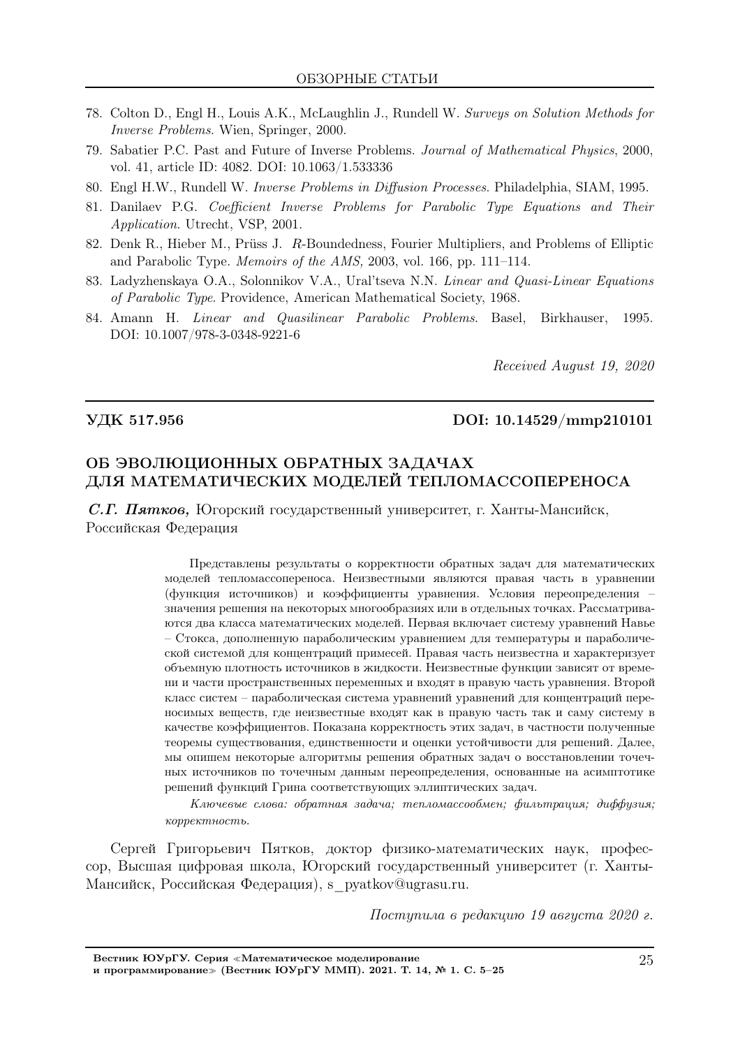78. Colton D., Engl H., Louis A.K., McLaughlin J., Rundell W. *Surveys on Solution Methods for Inverse Problems*. Wien, Springer, 2000.
79. Sabatier P.C. Past and Future of Inverse Problems. *Journal of Mathematical Physics*, 2000, vol. 41, article ID: 4082. DOI: 10.1063/1.533336
80. Engl H.W., Rundell W. *Inverse Problems in Diffusion Processes*. Philadelphia, SIAM, 1995.
81. Danilaev P.G. *Coefficient Inverse Problems for Parabolic Type Equations and Their Application*. Utrecht, VSP, 2001.
82. Denk R., Hieber M., Prüss J. *R*-Boundedness, Fourier Multipliers, and Problems of Elliptic and Parabolic Type. *Memoirs of the AMS,* 2003, vol. 166, pp. 111–114.
83. Ladyzhenskaya O.A., Solonnikov V.A., Ural'tseva N.N. *Linear and Quasi-Linear Equations of Parabolic Type*. Providence, American Mathematical Society, 1968.
84. Amann H. *Linear and Quasilinear Parabolic Problems.* Basel, Birkhauser, 1995. DOI: 10.1007/978-3-0348-9221-6

*Received August 19, 2020*

**УДК 517.956** **DOI: 10.14529/mmp210101**

## ОБ ЭВОЛЮЦИОННЫХ ОБРАТНЫХ ЗАДАЧАХ ДЛЯ МАТЕМАТИЧЕСКИХ МОДЕЛЕЙ ТЕПЛОМАССОПЕРЕНОСА

***С.Г. Пятков,*** Югорский государственный университет, г. Ханты-Мансийск, Российская Федерация

Представлены результаты о корректности обратных задач для математических моделей тепломассопереноса. Неизвестными являются правая часть в уравнении (функция источников) и коэффициенты уравнения. Условия переопределения – значения решения на некоторых многообразиях или в отдельных точках. Рассматриваются два класса математических моделей. Первая включает систему уравнений Навье – Стокса, дополненную параболическим уравнением для температуры и параболической системой для концентраций примесей. Правая часть неизвестна и характеризует объемную плотность источников в жидкости. Неизвестные функции зависят от времени и части пространственных переменных и входят в правую часть уравнения. Второй класс систем – параболическая система уравнений уравнений для концентраций переносимых веществ, где неизвестные входят как в правую часть так и саму систему в качестве коэффициентов. Показана корректность этих задач, в частности полученные теоремы существования, единственности и оценки устойчивости для решений. Далее, мы опишем некоторые алгоритмы решения обратных задач о восстановлении точечных источников по точечным данным переопределения, основанные на асимптотике решений функций Грина соответствующих эллиптических задач.

*Ключевые слова: обратная задача; тепломассообмен; фильтрация; диффузия; корректность.*

Сергей Григорьевич Пятков, доктор физико-математических наук, профессор, Высшая цифровая школа, Югорский государственный университет (г. Ханты-Мансийск, Российская Федерация), s_pyatkov@ugrasu.ru.

*Поступила в редакцию 19 августа 2020 г.*